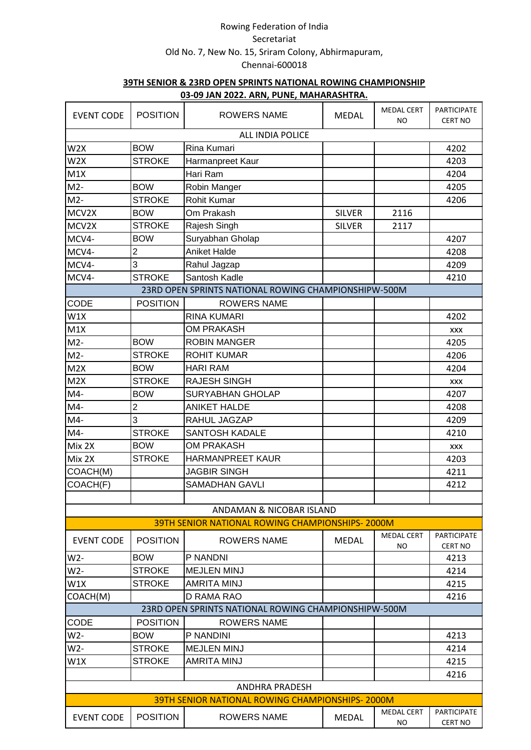Rowing Federation of India

Secretariat

Old No. 7, New No. 15, Sriram Colony, Abhirmapuram,

Chennai-600018

**39TH SENIOR & 23RD OPEN SPRINTS NATIONAL ROWING CHAMPIONSHIP**

**03-09 JAN 2022. ARN, PUNE, MAHARASHTRA.**

| EVENT CODE | POSITION | ROWERS NAME | MEDAL | MEDAL CERT NO | PARTICIPATE CERT NO |
|---|---|---|---|---|---|
| ALL INDIA POLICE | | | | | |
| W2X | BOW | Rina Kumari | | | 4202 |
| W2X | STROKE | Harmanpreet Kaur | | | 4203 |
| M1X | | Hari Ram | | | 4204 |
| M2- | BOW | Robin Manger | | | 4205 |
| M2- | STROKE | Rohit Kumar | | | 4206 |
| MCV2X | BOW | Om Prakash | SILVER | 2116 | |
| MCV2X | STROKE | Rajesh Singh | SILVER | 2117 | |
| MCV4- | BOW | Suryabhan Gholap | | | 4207 |
| MCV4- | 2 | Aniket Halde | | | 4208 |
| MCV4- | 3 | Rahul Jagzap | | | 4209 |
| MCV4- | STROKE | Santosh Kadle | | | 4210 |
| 23RD OPEN SPRINTS NATIONAL ROWING CHAMPIONSHIPW-500M | | | | | |
| CODE | POSITION | ROWERS NAME | | | |
| W1X | | RINA KUMARI | | | 4202 |
| M1X | | OM PRAKASH | | | xxx |
| M2- | BOW | ROBIN MANGER | | | 4205 |
| M2- | STROKE | ROHIT KUMAR | | | 4206 |
| M2X | BOW | HARI RAM | | | 4204 |
| M2X | STROKE | RAJESH SINGH | | | xxx |
| M4- | BOW | SURYABHAN GHOLAP | | | 4207 |
| M4- | 2 | ANIKET HALDE | | | 4208 |
| M4- | 3 | RAHUL JAGZAP | | | 4209 |
| M4- | STROKE | SANTOSH KADALE | | | 4210 |
| Mix 2X | BOW | OM PRAKASH | | | xxx |
| Mix 2X | STROKE | HARMANPREET KAUR | | | 4203 |
| COACH(M) | | JAGBIR SINGH | | | 4211 |
| COACH(F) | | SAMADHAN GAVLI | | | 4212 |
| | | | | | |
| ANDAMAN & NICOBAR ISLAND | | | | | |
| 39TH SENIOR NATIONAL ROWING CHAMPIONSHIPS- 2000M | | | | | |
| EVENT CODE | POSITION | ROWERS NAME | MEDAL | MEDAL CERT NO | PARTICIPATE CERT NO |
| W2- | BOW | P NANDNI | | | 4213 |
| W2- | STROKE | MEJLEN MINJ | | | 4214 |
| W1X | STROKE | AMRITA MINJ | | | 4215 |
| COACH(M) | | D RAMA RAO | | | 4216 |
| 23RD OPEN SPRINTS NATIONAL ROWING CHAMPIONSHIPW-500M | | | | | |
| CODE | POSITION | ROWERS NAME | | | |
| W2- | BOW | P NANDINI | | | 4213 |
| W2- | STROKE | MEJLEN MINJ | | | 4214 |
| W1X | STROKE | AMRITA MINJ | | | 4215 |
| | | | | | 4216 |
| ANDHRA PRADESH | | | | | |
| 39TH SENIOR NATIONAL ROWING CHAMPIONSHIPS- 2000M | | | | | |
| EVENT CODE | POSITION | ROWERS NAME | MEDAL | MEDAL CERT NO | PARTICIPATE CERT NO |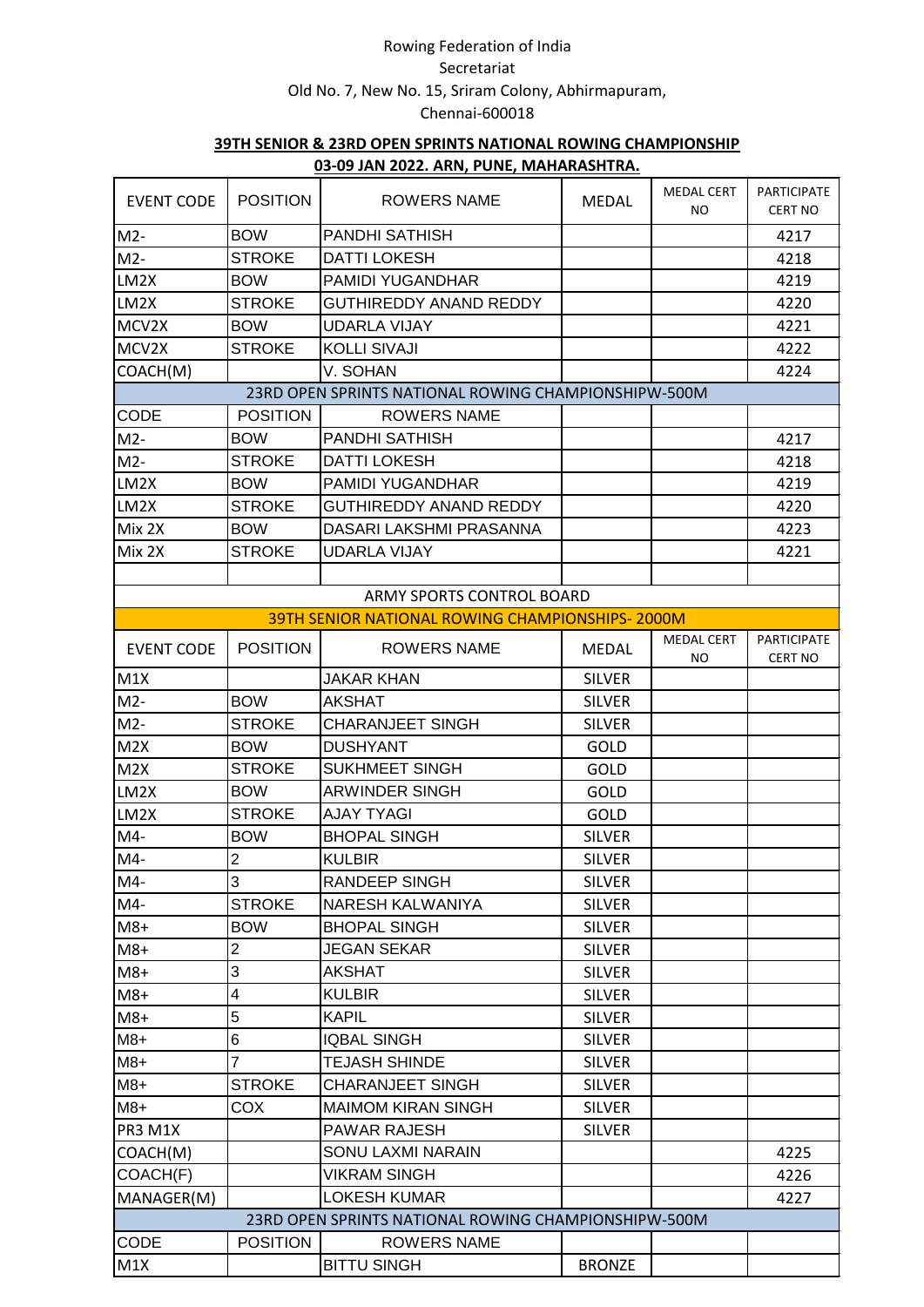Rowing Federation of India

Secretariat

Old No. 7, New No. 15, Sriram Colony, Abhirmapuram,

Chennai-600018

**39TH SENIOR & 23RD OPEN SPRINTS NATIONAL ROWING CHAMPIONSHIP**

**03-09 JAN 2022. ARN, PUNE, MAHARASHTRA.**

| EVENT CODE | POSITION | ROWERS NAME | MEDAL | MEDAL CERT NO | PARTICIPATE CERT NO |
|---|---|---|---|---|---|
| M2- | BOW | PANDHI SATHISH | | | 4217 |
| M2- | STROKE | DATTI LOKESH | | | 4218 |
| LM2X | BOW | PAMIDI YUGANDHAR | | | 4219 |
| LM2X | STROKE | GUTHIREDDY ANAND REDDY | | | 4220 |
| MCV2X | BOW | UDARLA VIJAY | | | 4221 |
| MCV2X | STROKE | KOLLI SIVAJI | | | 4222 |
| COACH(M) | | V. SOHAN | | | 4224 |
| 23RD OPEN SPRINTS NATIONAL ROWING CHAMPIONSHIPW-500M | | | | | |
| CODE | POSITION | ROWERS NAME | | | |
| M2- | BOW | PANDHI SATHISH | | | 4217 |
| M2- | STROKE | DATTI LOKESH | | | 4218 |
| LM2X | BOW | PAMIDI YUGANDHAR | | | 4219 |
| LM2X | STROKE | GUTHIREDDY ANAND REDDY | | | 4220 |
| Mix 2X | BOW | DASARI LAKSHMI PRASANNA | | | 4223 |
| Mix 2X | STROKE | UDARLA VIJAY | | | 4221 |
| | | | | | |
| ARMY SPORTS CONTROL BOARD | | | | | |
| 39TH SENIOR NATIONAL ROWING CHAMPIONSHIPS- 2000M | | | | | |
| EVENT CODE | POSITION | ROWERS NAME | MEDAL | MEDAL CERT NO | PARTICIPATE CERT NO |
| M1X | | JAKAR KHAN | SILVER | | |
| M2- | BOW | AKSHAT | SILVER | | |
| M2- | STROKE | CHARANJEET SINGH | SILVER | | |
| M2X | BOW | DUSHYANT | GOLD | | |
| M2X | STROKE | SUKHMEET SINGH | GOLD | | |
| LM2X | BOW | ARWINDER SINGH | GOLD | | |
| LM2X | STROKE | AJAY TYAGI | GOLD | | |
| M4- | BOW | BHOPAL SINGH | SILVER | | |
| M4- | 2 | KULBIR | SILVER | | |
| M4- | 3 | RANDEEP SINGH | SILVER | | |
| M4- | STROKE | NARESH KALWANIYA | SILVER | | |
| M8+ | BOW | BHOPAL SINGH | SILVER | | |
| M8+ | 2 | JEGAN SEKAR | SILVER | | |
| M8+ | 3 | AKSHAT | SILVER | | |
| M8+ | 4 | KULBIR | SILVER | | |
| M8+ | 5 | KAPIL | SILVER | | |
| M8+ | 6 | IQBAL SINGH | SILVER | | |
| M8+ | 7 | TEJASH SHINDE | SILVER | | |
| M8+ | STROKE | CHARANJEET SINGH | SILVER | | |
| M8+ | COX | MAIMOM KIRAN SINGH | SILVER | | |
| PR3 M1X | | PAWAR RAJESH | SILVER | | |
| COACH(M) | | SONU LAXMI NARAIN | | | 4225 |
| COACH(F) | | VIKRAM SINGH | | | 4226 |
| MANAGER(M) | | LOKESH KUMAR | | | 4227 |
| 23RD OPEN SPRINTS NATIONAL ROWING CHAMPIONSHIPW-500M | | | | | |
| CODE | POSITION | ROWERS NAME | | | |
| M1X | | BITTU SINGH | BRONZE | | |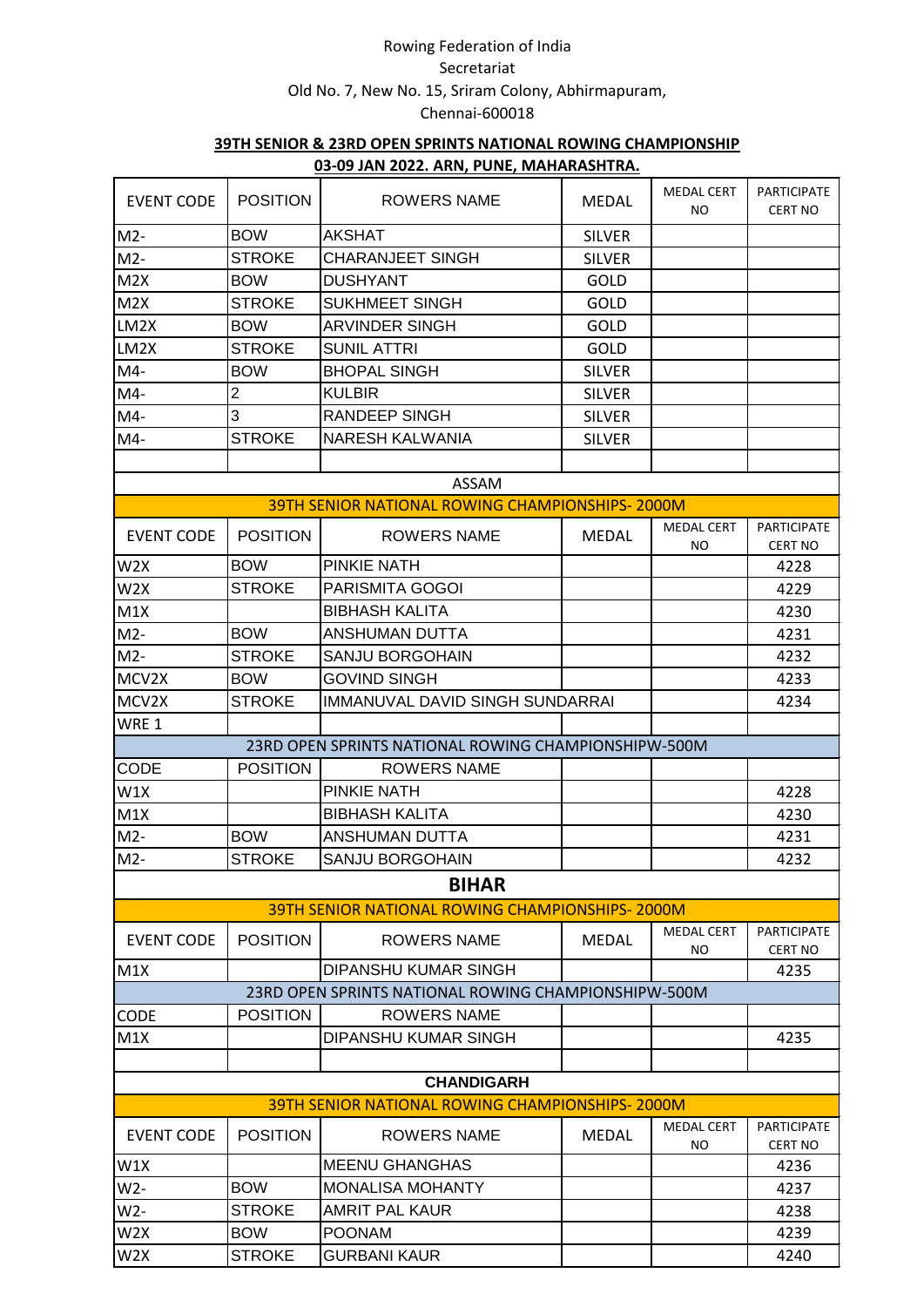Rowing Federation of India
Secretariat
Old No. 7, New No. 15, Sriram Colony, Abhirmapuram,
Chennai-600018

**39TH SENIOR & 23RD OPEN SPRINTS NATIONAL ROWING CHAMPIONSHIP**

**03-09 JAN 2022. ARN, PUNE, MAHARASHTRA.**

| EVENT CODE | POSITION | ROWERS NAME | MEDAL | MEDAL CERT NO | PARTICIPATE CERT NO |
|---|---|---|---|---|---|
| M2- | BOW | AKSHAT | SILVER | | |
| M2- | STROKE | CHARANJEET SINGH | SILVER | | |
| M2X | BOW | DUSHYANT | GOLD | | |
| M2X | STROKE | SUKHMEET SINGH | GOLD | | |
| LM2X | BOW | ARVINDER SINGH | GOLD | | |
| LM2X | STROKE | SUNIL ATTRI | GOLD | | |
| M4- | BOW | BHOPAL SINGH | SILVER | | |
| M4- | 2 | KULBIR | SILVER | | |
| M4- | 3 | RANDEEP SINGH | SILVER | | |
| M4- | STROKE | NARESH KALWANIA | SILVER | | |
| | | | | | |

**ASSAM**

**39TH SENIOR NATIONAL ROWING CHAMPIONSHIPS- 2000M**

| EVENT CODE | POSITION | ROWERS NAME | MEDAL | MEDAL CERT NO | PARTICIPATE CERT NO |
|---|---|---|---|---|---|
| W2X | BOW | PINKIE NATH | | | 4228 |
| W2X | STROKE | PARISMITA GOGOI | | | 4229 |
| M1X | | BIBHASH KALITA | | | 4230 |
| M2- | BOW | ANSHUMAN DUTTA | | | 4231 |
| M2- | STROKE | SANJU BORGOHAIN | | | 4232 |
| MCV2X | BOW | GOVIND SINGH | | | 4233 |
| MCV2X | STROKE | IMMANUVAL DAVID SINGH SUNDARRAI | | | 4234 |
| WRE 1 | | | | | |

**23RD OPEN SPRINTS NATIONAL ROWING CHAMPIONSHIPW-500M**

| CODE | POSITION | ROWERS NAME | | | |
|---|---|---|---|---|---|
| W1X | | PINKIE NATH | | | 4228 |
| M1X | | BIBHASH KALITA | | | 4230 |
| M2- | BOW | ANSHUMAN DUTTA | | | 4231 |
| M2- | STROKE | SANJU BORGOHAIN | | | 4232 |

**BIHAR**

**39TH SENIOR NATIONAL ROWING CHAMPIONSHIPS- 2000M**

| EVENT CODE | POSITION | ROWERS NAME | MEDAL | MEDAL CERT NO | PARTICIPATE CERT NO |
|---|---|---|---|---|---|
| M1X | | DIPANSHU KUMAR SINGH | | | 4235 |

**23RD OPEN SPRINTS NATIONAL ROWING CHAMPIONSHIPW-500M**

| CODE | POSITION | ROWERS NAME | | | |
|---|---|---|---|---|---|
| M1X | | DIPANSHU KUMAR SINGH | | | 4235 |
| | | | | | |

**CHANDIGARH**

**39TH SENIOR NATIONAL ROWING CHAMPIONSHIPS- 2000M**

| EVENT CODE | POSITION | ROWERS NAME | MEDAL | MEDAL CERT NO | PARTICIPATE CERT NO |
|---|---|---|---|---|---|
| W1X | | MEENU GHANGHAS | | | 4236 |
| W2- | BOW | MONALISA MOHANTY | | | 4237 |
| W2- | STROKE | AMRIT PAL KAUR | | | 4238 |
| W2X | BOW | POONAM | | | 4239 |
| W2X | STROKE | GURBANI KAUR | | | 4240 |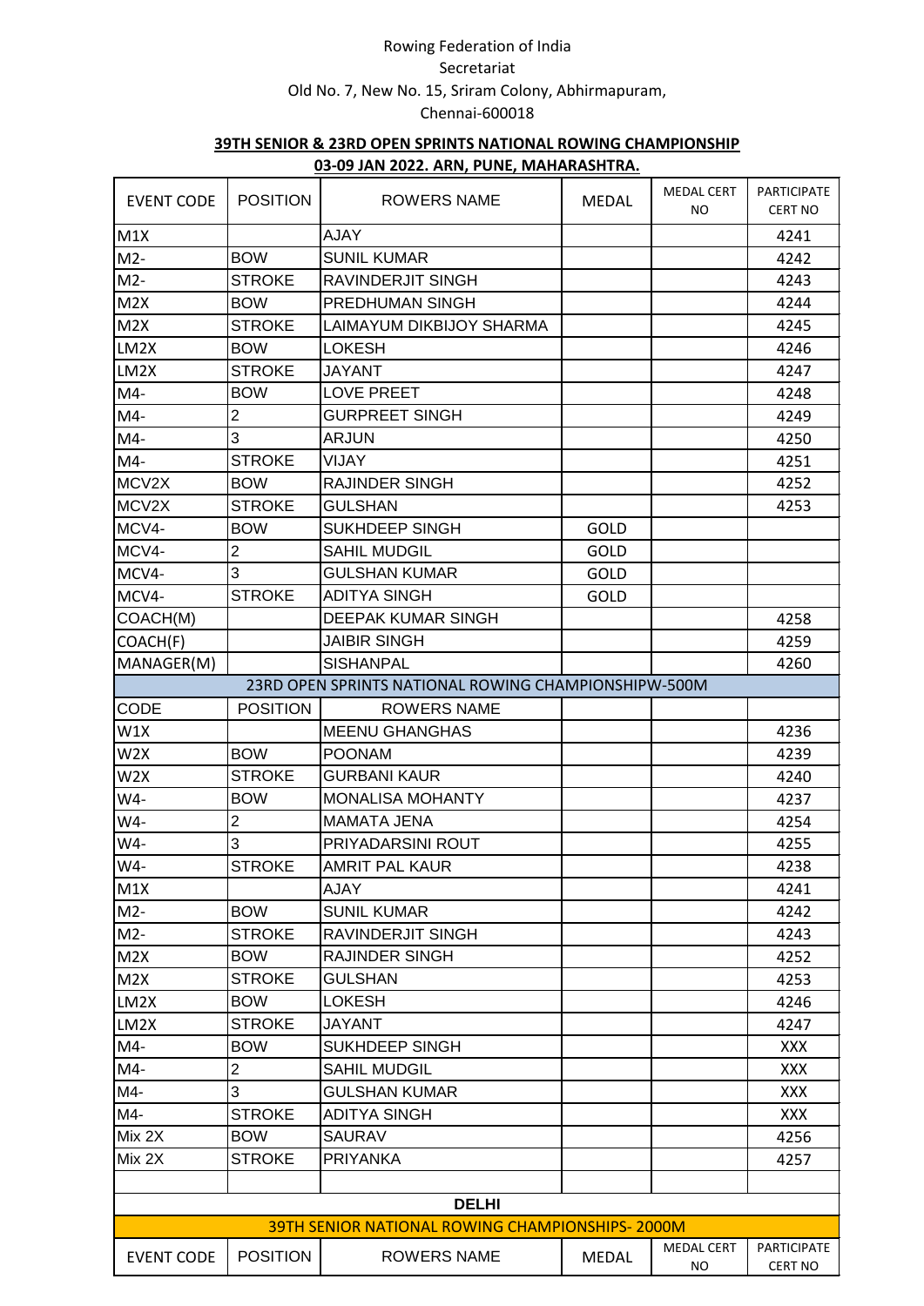Rowing Federation of India

Secretariat

Old No. 7, New No. 15, Sriram Colony, Abhirmapuram,

Chennai-600018

**39TH SENIOR & 23RD OPEN SPRINTS NATIONAL ROWING CHAMPIONSHIP**

**03-09 JAN 2022. ARN, PUNE, MAHARASHTRA.**

| EVENT CODE | POSITION | ROWERS NAME | MEDAL | MEDAL CERT NO | PARTICIPATE CERT NO |
|---|---|---|---|---|---|
| M1X | | AJAY | | | 4241 |
| M2- | BOW | SUNIL KUMAR | | | 4242 |
| M2- | STROKE | RAVINDERJIT SINGH | | | 4243 |
| M2X | BOW | PREDHUMAN SINGH | | | 4244 |
| M2X | STROKE | LAIMAYUM DIKBIJOY SHARMA | | | 4245 |
| LM2X | BOW | LOKESH | | | 4246 |
| LM2X | STROKE | JAYANT | | | 4247 |
| M4- | BOW | LOVE PREET | | | 4248 |
| M4- | 2 | GURPREET SINGH | | | 4249 |
| M4- | 3 | ARJUN | | | 4250 |
| M4- | STROKE | VIJAY | | | 4251 |
| MCV2X | BOW | RAJINDER SINGH | | | 4252 |
| MCV2X | STROKE | GULSHAN | | | 4253 |
| MCV4- | BOW | SUKHDEEP SINGH | GOLD | | |
| MCV4- | 2 | SAHIL MUDGIL | GOLD | | |
| MCV4- | 3 | GULSHAN KUMAR | GOLD | | |
| MCV4- | STROKE | ADITYA SINGH | GOLD | | |
| COACH(M) | | DEEPAK KUMAR SINGH | | | 4258 |
| COACH(F) | | JAIBIR SINGH | | | 4259 |
| MANAGER(M) | | SISHANPAL | | | 4260 |
| 23RD OPEN SPRINTS NATIONAL ROWING CHAMPIONSHIPW-500M | | | | | |
| CODE | POSITION | ROWERS NAME | | | |
| W1X | | MEENU GHANGHAS | | | 4236 |
| W2X | BOW | POONAM | | | 4239 |
| W2X | STROKE | GURBANI KAUR | | | 4240 |
| W4- | BOW | MONALISA MOHANTY | | | 4237 |
| W4- | 2 | MAMATA JENA | | | 4254 |
| W4- | 3 | PRIYADARSINI ROUT | | | 4255 |
| W4- | STROKE | AMRIT PAL KAUR | | | 4238 |
| M1X | | AJAY | | | 4241 |
| M2- | BOW | SUNIL KUMAR | | | 4242 |
| M2- | STROKE | RAVINDERJIT SINGH | | | 4243 |
| M2X | BOW | RAJINDER SINGH | | | 4252 |
| M2X | STROKE | GULSHAN | | | 4253 |
| LM2X | BOW | LOKESH | | | 4246 |
| LM2X | STROKE | JAYANT | | | 4247 |
| M4- | BOW | SUKHDEEP SINGH | | | XXX |
| M4- | 2 | SAHIL MUDGIL | | | XXX |
| M4- | 3 | GULSHAN KUMAR | | | XXX |
| M4- | STROKE | ADITYA SINGH | | | XXX |
| Mix 2X | BOW | SAURAV | | | 4256 |
| Mix 2X | STROKE | PRIYANKA | | | 4257 |
| | | | | | |

**DELHI**

**39TH SENIOR NATIONAL ROWING CHAMPIONSHIPS- 2000M**

| EVENT CODE | POSITION | ROWERS NAME | MEDAL | MEDAL CERT NO | PARTICIPATE CERT NO |
|---|---|---|---|---|---|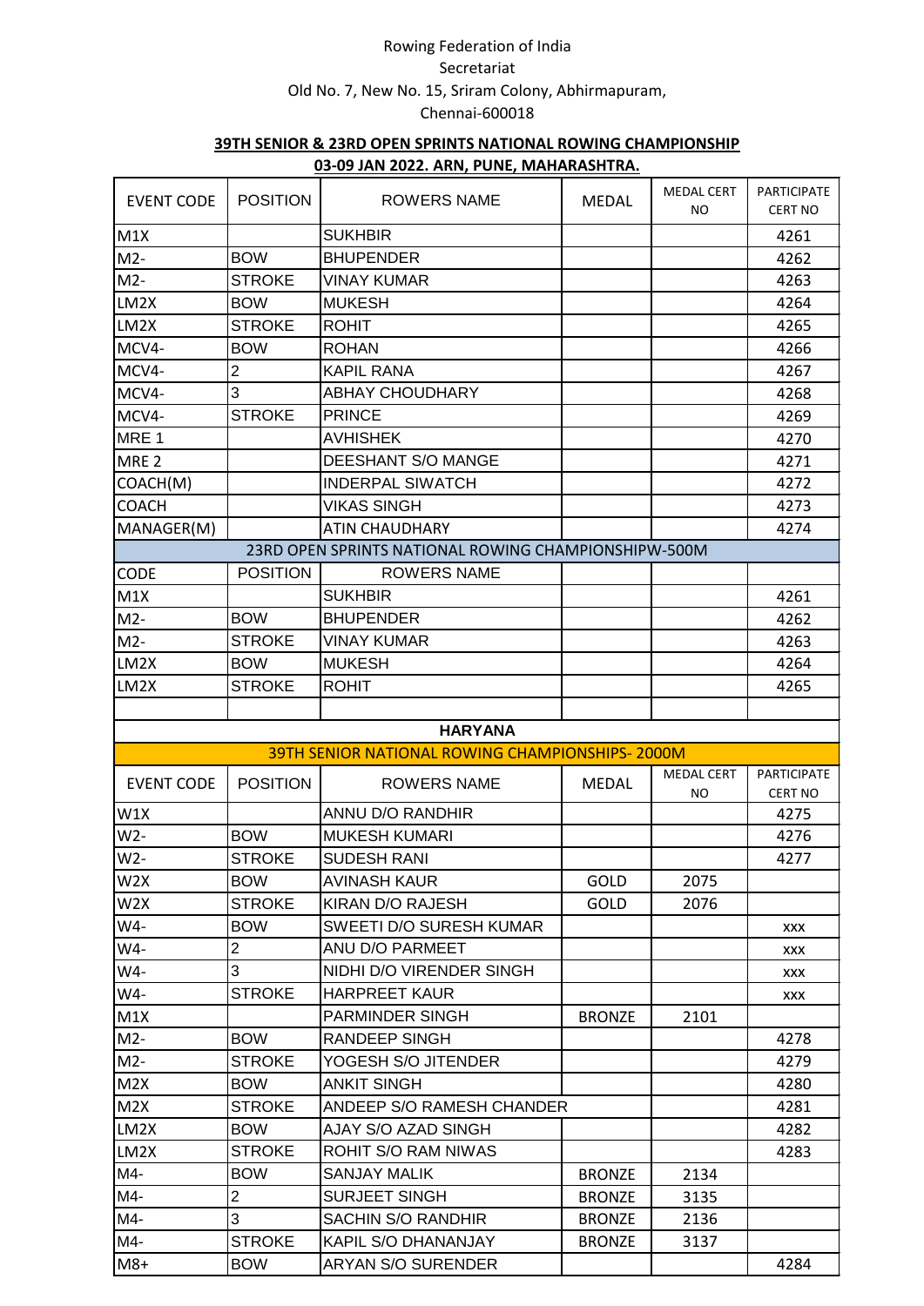Rowing Federation of India
Secretariat
Old No. 7, New No. 15, Sriram Colony, Abhirmapuram,
Chennai-600018

**39TH SENIOR & 23RD OPEN SPRINTS NATIONAL ROWING CHAMPIONSHIP**
**03-09 JAN 2022. ARN, PUNE, MAHARASHTRA.**

| EVENT CODE | POSITION | ROWERS NAME | MEDAL | MEDAL CERT NO | PARTICIPATE CERT NO |
|---|---|---|---|---|---|
| M1X | | SUKHBIR | | | 4261 |
| M2- | BOW | BHUPENDER | | | 4262 |
| M2- | STROKE | VINAY KUMAR | | | 4263 |
| LM2X | BOW | MUKESH | | | 4264 |
| LM2X | STROKE | ROHIT | | | 4265 |
| MCV4- | BOW | ROHAN | | | 4266 |
| MCV4- | 2 | KAPIL RANA | | | 4267 |
| MCV4- | 3 | ABHAY CHOUDHARY | | | 4268 |
| MCV4- | STROKE | PRINCE | | | 4269 |
| MRE 1 | | AVHISHEK | | | 4270 |
| MRE 2 | | DEESHANT S/O MANGE | | | 4271 |
| COACH(M) | | INDERPAL SIWATCH | | | 4272 |
| COACH | | VIKAS SINGH | | | 4273 |
| MANAGER(M) | | ATIN CHAUDHARY | | | 4274 |
| 23RD OPEN SPRINTS NATIONAL ROWING CHAMPIONSHIPW-500M | | | | | |
| CODE | POSITION | ROWERS NAME | | | |
| M1X | | SUKHBIR | | | 4261 |
| M2- | BOW | BHUPENDER | | | 4262 |
| M2- | STROKE | VINAY KUMAR | | | 4263 |
| LM2X | BOW | MUKESH | | | 4264 |
| LM2X | STROKE | ROHIT | | | 4265 |
| | | | | | |
| **HARYANA** | | | | | |
| 39TH SENIOR NATIONAL ROWING CHAMPIONSHIPS- 2000M | | | | | |
| EVENT CODE | POSITION | ROWERS NAME | MEDAL | MEDAL CERT NO | PARTICIPATE CERT NO |
| W1X | | ANNU D/O RANDHIR | | | 4275 |
| W2- | BOW | MUKESH KUMARI | | | 4276 |
| W2- | STROKE | SUDESH RANI | | | 4277 |
| W2X | BOW | AVINASH KAUR | GOLD | 2075 | |
| W2X | STROKE | KIRAN D/O RAJESH | GOLD | 2076 | |
| W4- | BOW | SWEETI D/O SURESH KUMAR | | | XXX |
| W4- | 2 | ANU D/O PARMEET | | | XXX |
| W4- | 3 | NIDHI D/O VIRENDER SINGH | | | XXX |
| W4- | STROKE | HARPREET KAUR | | | XXX |
| M1X | | PARMINDER SINGH | BRONZE | 2101 | |
| M2- | BOW | RANDEEP SINGH | | | 4278 |
| M2- | STROKE | YOGESH S/O JITENDER | | | 4279 |
| M2X | BOW | ANKIT SINGH | | | 4280 |
| M2X | STROKE | ANDEEP S/O RAMESH CHANDER | | | 4281 |
| LM2X | BOW | AJAY S/O AZAD SINGH | | | 4282 |
| LM2X | STROKE | ROHIT S/O RAM NIWAS | | | 4283 |
| M4- | BOW | SANJAY MALIK | BRONZE | 2134 | |
| M4- | 2 | SURJEET SINGH | BRONZE | 3135 | |
| M4- | 3 | SACHIN S/O RANDHIR | BRONZE | 2136 | |
| M4- | STROKE | KAPIL S/O DHANANJAY | BRONZE | 3137 | |
| M8+ | BOW | ARYAN S/O SURENDER | | | 4284 |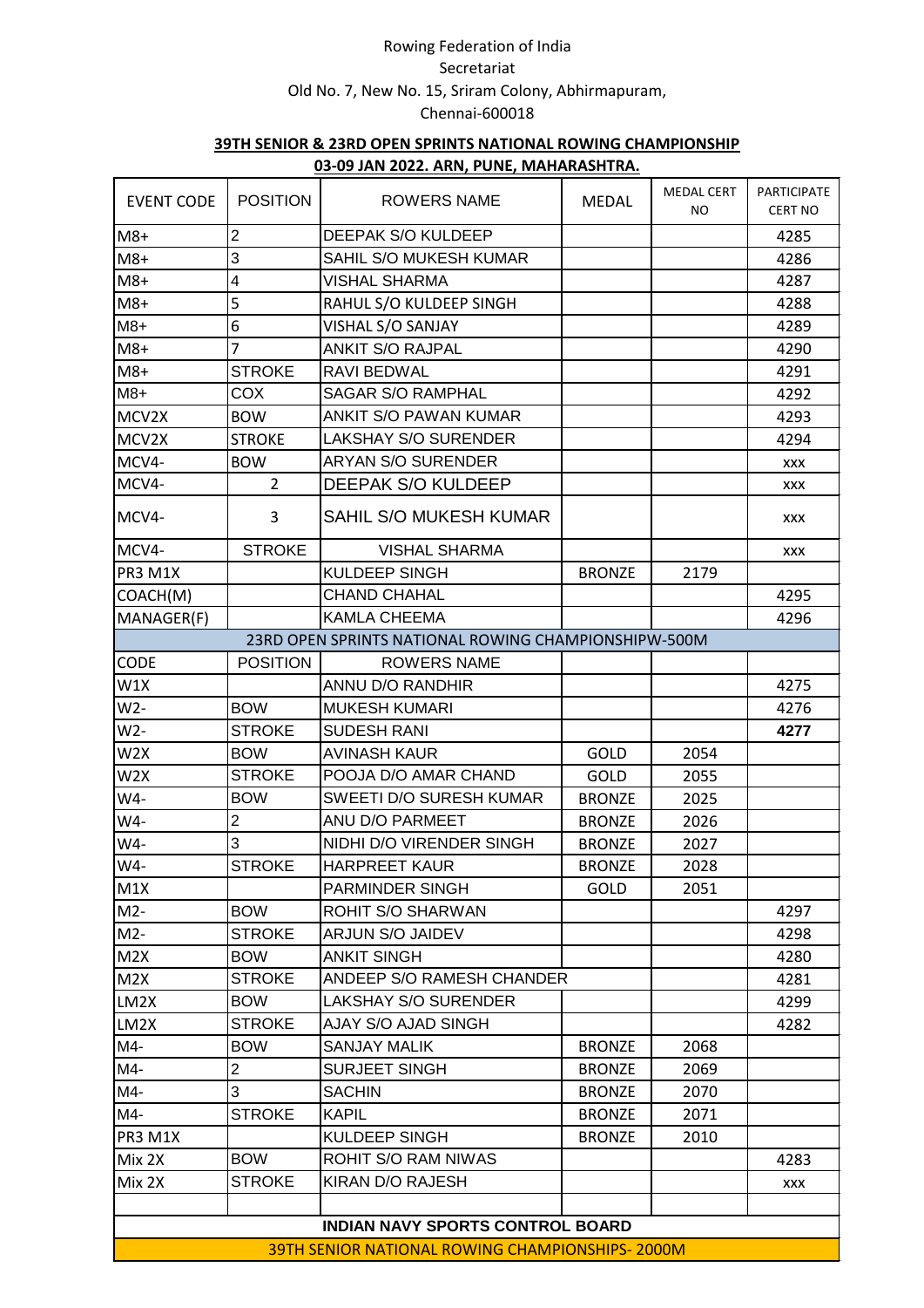Rowing Federation of India

Secretariat

Old No. 7, New No. 15, Sriram Colony, Abhirmapuram,

Chennai-600018

**39TH SENIOR & 23RD OPEN SPRINTS NATIONAL ROWING CHAMPIONSHIP**

**03-09 JAN 2022. ARN, PUNE, MAHARASHTRA.**

| EVENT CODE | POSITION | ROWERS NAME | MEDAL | MEDAL CERT NO | PARTICIPATE CERT NO |
|---|---|---|---|---|---|
| M8+ | 2 | DEEPAK S/O KULDEEP | | | 4285 |
| M8+ | 3 | SAHIL S/O MUKESH KUMAR | | | 4286 |
| M8+ | 4 | VISHAL SHARMA | | | 4287 |
| M8+ | 5 | RAHUL S/O KULDEEP SINGH | | | 4288 |
| M8+ | 6 | VISHAL S/O SANJAY | | | 4289 |
| M8+ | 7 | ANKIT S/O RAJPAL | | | 4290 |
| M8+ | STROKE | RAVI BEDWAL | | | 4291 |
| M8+ | COX | SAGAR S/O RAMPHAL | | | 4292 |
| MCV2X | BOW | ANKIT S/O PAWAN KUMAR | | | 4293 |
| MCV2X | STROKE | LAKSHAY S/O SURENDER | | | 4294 |
| MCV4- | BOW | ARYAN S/O SURENDER | | | XXX |
| MCV4- | 2 | DEEPAK S/O KULDEEP | | | XXX |
| MCV4- | 3 | SAHIL S/O MUKESH KUMAR | | | XXX |
| MCV4- | STROKE | VISHAL SHARMA | | | XXX |
| PR3 M1X | | KULDEEP SINGH | BRONZE | 2179 | |
| COACH(M) | | CHAND CHAHAL | | | 4295 |
| MANAGER(F) | | KAMLA CHEEMA | | | 4296 |
| 23RD OPEN SPRINTS NATIONAL ROWING CHAMPIONSHIPW-500M | | | | | |
| CODE | POSITION | ROWERS NAME | | | |
| W1X | | ANNU D/O RANDHIR | | | 4275 |
| W2- | BOW | MUKESH KUMARI | | | 4276 |
| W2- | STROKE | SUDESH RANI | | | **4277** |
| W2X | BOW | AVINASH KAUR | GOLD | 2054 | |
| W2X | STROKE | POOJA D/O AMAR CHAND | GOLD | 2055 | |
| W4- | BOW | SWEETI D/O SURESH KUMAR | BRONZE | 2025 | |
| W4- | 2 | ANU D/O PARMEET | BRONZE | 2026 | |
| W4- | 3 | NIDHI D/O VIRENDER SINGH | BRONZE | 2027 | |
| W4- | STROKE | HARPREET KAUR | BRONZE | 2028 | |
| M1X | | PARMINDER SINGH | GOLD | 2051 | |
| M2- | BOW | ROHIT S/O SHARWAN | | | 4297 |
| M2- | STROKE | ARJUN S/O JAIDEV | | | 4298 |
| M2X | BOW | ANKIT SINGH | | | 4280 |
| M2X | STROKE | ANDEEP S/O RAMESH CHANDER | | | 4281 |
| LM2X | BOW | LAKSHAY S/O SURENDER | | | 4299 |
| LM2X | STROKE | AJAY S/O AJAD SINGH | | | 4282 |
| M4- | BOW | SANJAY MALIK | BRONZE | 2068 | |
| M4- | 2 | SURJEET SINGH | BRONZE | 2069 | |
| M4- | 3 | SACHIN | BRONZE | 2070 | |
| M4- | STROKE | KAPIL | BRONZE | 2071 | |
| PR3 M1X | | KULDEEP SINGH | BRONZE | 2010 | |
| Mix 2X | BOW | ROHIT S/O RAM NIWAS | | | 4283 |
| Mix 2X | STROKE | KIRAN D/O RAJESH | | | XXX |
| | | | | | |
| **INDIAN NAVY SPORTS CONTROL BOARD** | | | | | |
| 39TH SENIOR NATIONAL ROWING CHAMPIONSHIPS- 2000M | | | | | |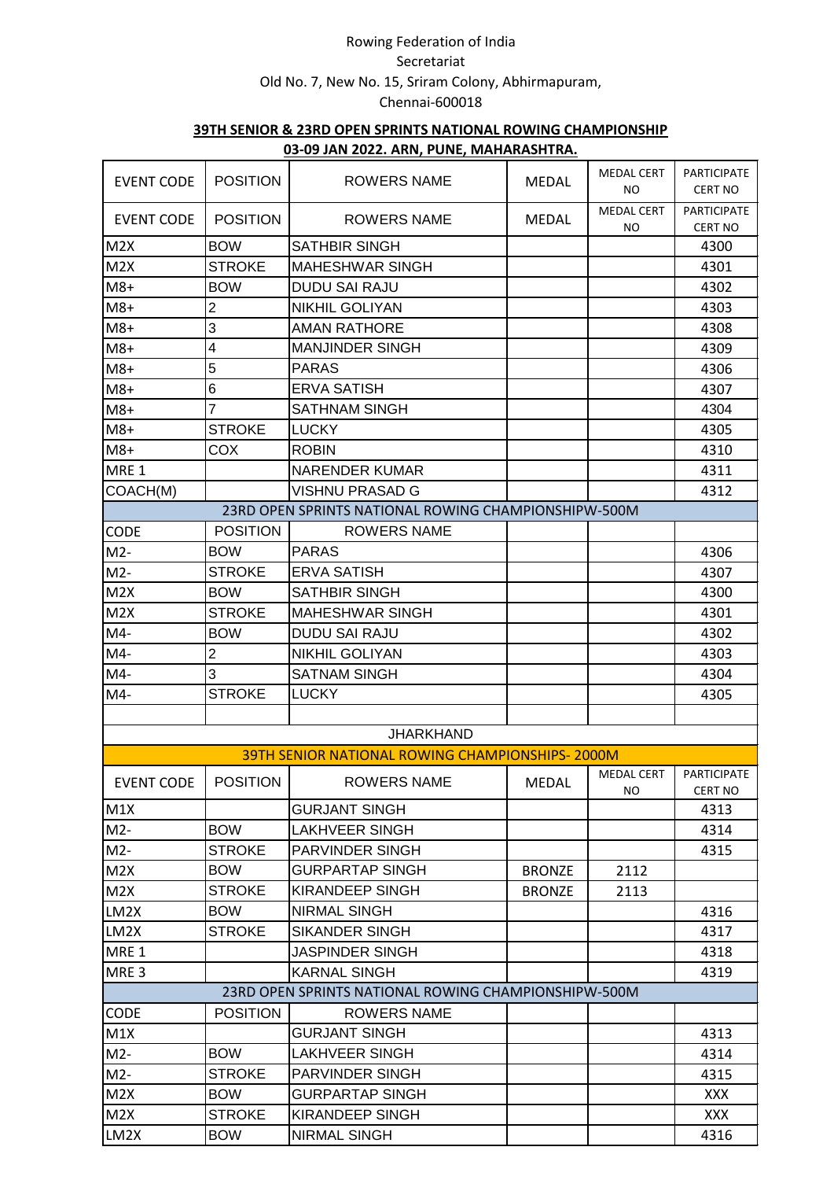Rowing Federation of India

Secretariat

Old No. 7, New No. 15, Sriram Colony, Abhirmapuram,

Chennai-600018

**39TH SENIOR & 23RD OPEN SPRINTS NATIONAL ROWING CHAMPIONSHIP**

**03-09 JAN 2022. ARN, PUNE, MAHARASHTRA.**

| EVENT CODE | POSITION | ROWERS NAME | MEDAL | MEDAL CERT NO | PARTICIPATE CERT NO |
|---|---|---|---|---|---|
| EVENT CODE | POSITION | ROWERS NAME | MEDAL | MEDAL CERT NO | PARTICIPATE CERT NO |
| M2X | BOW | SATHBIR SINGH | | | 4300 |
| M2X | STROKE | MAHESHWAR SINGH | | | 4301 |
| M8+ | BOW | DUDU SAI RAJU | | | 4302 |
| M8+ | 2 | NIKHIL GOLIYAN | | | 4303 |
| M8+ | 3 | AMAN RATHORE | | | 4308 |
| M8+ | 4 | MANJINDER SINGH | | | 4309 |
| M8+ | 5 | PARAS | | | 4306 |
| M8+ | 6 | ERVA SATISH | | | 4307 |
| M8+ | 7 | SATHNAM SINGH | | | 4304 |
| M8+ | STROKE | LUCKY | | | 4305 |
| M8+ | COX | ROBIN | | | 4310 |
| MRE 1 | | NARENDER KUMAR | | | 4311 |
| COACH(M) | | VISHNU PRASAD G | | | 4312 |
| 23RD OPEN SPRINTS NATIONAL ROWING CHAMPIONSHIPW-500M | | | | | |
| CODE | POSITION | ROWERS NAME | | | |
| M2- | BOW | PARAS | | | 4306 |
| M2- | STROKE | ERVA SATISH | | | 4307 |
| M2X | BOW | SATHBIR SINGH | | | 4300 |
| M2X | STROKE | MAHESHWAR SINGH | | | 4301 |
| M4- | BOW | DUDU SAI RAJU | | | 4302 |
| M4- | 2 | NIKHIL GOLIYAN | | | 4303 |
| M4- | 3 | SATNAM SINGH | | | 4304 |
| M4- | STROKE | LUCKY | | | 4305 |
| | | | | | |
| JHARKHAND | | | | | |
| 39TH SENIOR NATIONAL ROWING CHAMPIONSHIPS- 2000M | | | | | |
| EVENT CODE | POSITION | ROWERS NAME | MEDAL | MEDAL CERT NO | PARTICIPATE CERT NO |
| M1X | | GURJANT SINGH | | | 4313 |
| M2- | BOW | LAKHVEER SINGH | | | 4314 |
| M2- | STROKE | PARVINDER SINGH | | | 4315 |
| M2X | BOW | GURPARTAP SINGH | BRONZE | 2112 | |
| M2X | STROKE | KIRANDEEP SINGH | BRONZE | 2113 | |
| LM2X | BOW | NIRMAL SINGH | | | 4316 |
| LM2X | STROKE | SIKANDER SINGH | | | 4317 |
| MRE 1 | | JASPINDER SINGH | | | 4318 |
| MRE 3 | | KARNAL SINGH | | | 4319 |
| 23RD OPEN SPRINTS NATIONAL ROWING CHAMPIONSHIPW-500M | | | | | |
| CODE | POSITION | ROWERS NAME | | | |
| M1X | | GURJANT SINGH | | | 4313 |
| M2- | BOW | LAKHVEER SINGH | | | 4314 |
| M2- | STROKE | PARVINDER SINGH | | | 4315 |
| M2X | BOW | GURPARTAP SINGH | | | XXX |
| M2X | STROKE | KIRANDEEP SINGH | | | XXX |
| LM2X | BOW | NIRMAL SINGH | | | 4316 |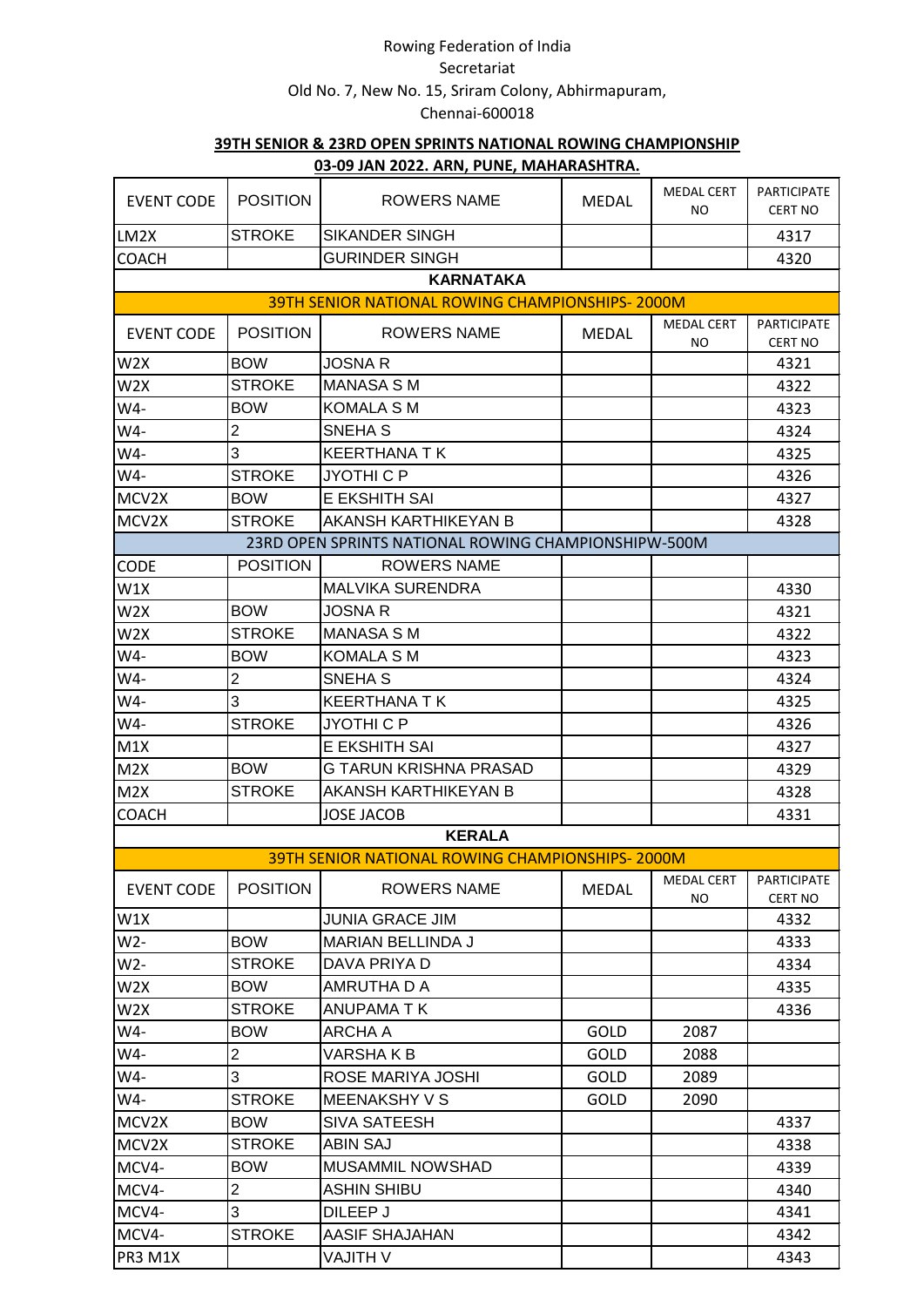Rowing Federation of India

Secretariat

Old No. 7, New No. 15, Sriram Colony, Abhirmapuram,

Chennai-600018

**39TH SENIOR & 23RD OPEN SPRINTS NATIONAL ROWING CHAMPIONSHIP**

**03-09 JAN 2022. ARN, PUNE, MAHARASHTRA.**

| EVENT CODE | POSITION | ROWERS NAME | MEDAL | MEDAL CERT NO | PARTICIPATE CERT NO |
|---|---|---|---|---|---|
| LM2X | STROKE | SIKANDER SINGH | | | 4317 |
| COACH | | GURINDER SINGH | | | 4320 |

**KARNATAKA**

**39TH SENIOR NATIONAL ROWING CHAMPIONSHIPS- 2000M**

| EVENT CODE | POSITION | ROWERS NAME | MEDAL | MEDAL CERT NO | PARTICIPATE CERT NO |
|---|---|---|---|---|---|
| W2X | BOW | JOSNA R | | | 4321 |
| W2X | STROKE | MANASA S M | | | 4322 |
| W4- | BOW | KOMALA S M | | | 4323 |
| W4- | 2 | SNEHA S | | | 4324 |
| W4- | 3 | KEERTHANA T K | | | 4325 |
| W4- | STROKE | JYOTHI C P | | | 4326 |
| MCV2X | BOW | E EKSHITH SAI | | | 4327 |
| MCV2X | STROKE | AKANSH KARTHIKEYAN B | | | 4328 |

**23RD OPEN SPRINTS NATIONAL ROWING CHAMPIONSHIPW-500M**

| CODE | POSITION | ROWERS NAME | | | |
|---|---|---|---|---|---|
| W1X | | MALVIKA SURENDRA | | | 4330 |
| W2X | BOW | JOSNA R | | | 4321 |
| W2X | STROKE | MANASA S M | | | 4322 |
| W4- | BOW | KOMALA S M | | | 4323 |
| W4- | 2 | SNEHA S | | | 4324 |
| W4- | 3 | KEERTHANA T K | | | 4325 |
| W4- | STROKE | JYOTHI C P | | | 4326 |
| M1X | | E EKSHITH SAI | | | 4327 |
| M2X | BOW | G TARUN KRISHNA PRASAD | | | 4329 |
| M2X | STROKE | AKANSH KARTHIKEYAN B | | | 4328 |
| COACH | | JOSE JACOB | | | 4331 |

**KERALA**

**39TH SENIOR NATIONAL ROWING CHAMPIONSHIPS- 2000M**

| EVENT CODE | POSITION | ROWERS NAME | MEDAL | MEDAL CERT NO | PARTICIPATE CERT NO |
|---|---|---|---|---|---|
| W1X | | JUNIA GRACE JIM | | | 4332 |
| W2- | BOW | MARIAN BELLINDA J | | | 4333 |
| W2- | STROKE | DAVA PRIYA D | | | 4334 |
| W2X | BOW | AMRUTHA D A | | | 4335 |
| W2X | STROKE | ANUPAMA T K | | | 4336 |
| W4- | BOW | ARCHA A | GOLD | 2087 | |
| W4- | 2 | VARSHA K B | GOLD | 2088 | |
| W4- | 3 | ROSE MARIYA JOSHI | GOLD | 2089 | |
| W4- | STROKE | MEENAKSHY V S | GOLD | 2090 | |
| MCV2X | BOW | SIVA SATEESH | | | 4337 |
| MCV2X | STROKE | ABIN SAJ | | | 4338 |
| MCV4- | BOW | MUSAMMIL NOWSHAD | | | 4339 |
| MCV4- | 2 | ASHIN SHIBU | | | 4340 |
| MCV4- | 3 | DILEEP J | | | 4341 |
| MCV4- | STROKE | AASIF SHAJAHAN | | | 4342 |
| PR3 M1X | | VAJITH V | | | 4343 |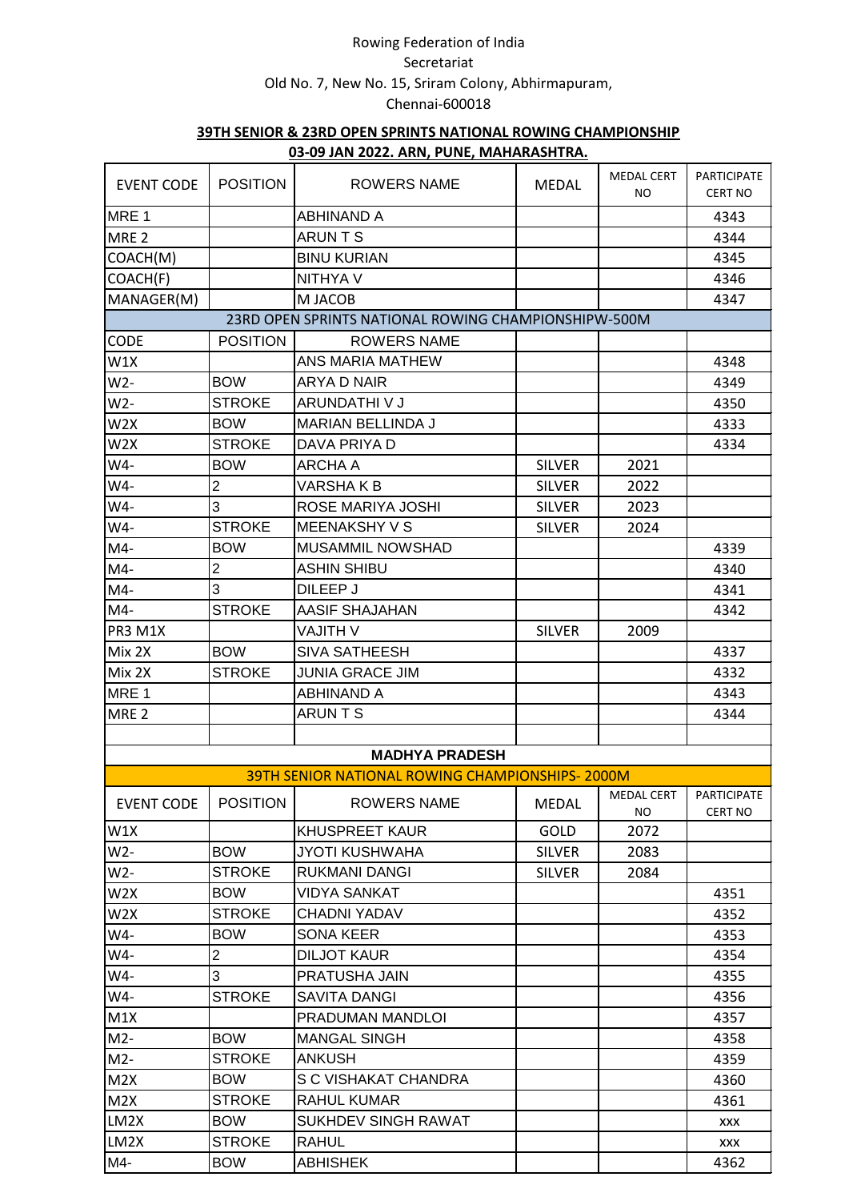Rowing Federation of India

Secretariat

Old No. 7, New No. 15, Sriram Colony, Abhirmapuram,

Chennai-600018

**39TH SENIOR & 23RD OPEN SPRINTS NATIONAL ROWING CHAMPIONSHIP**

**03-09 JAN 2022. ARN, PUNE, MAHARASHTRA.**

| EVENT CODE | POSITION | ROWERS NAME | MEDAL | MEDAL CERT NO | PARTICIPATE CERT NO |
|---|---|---|---|---|---|
| MRE 1 | | ABHINAND A | | | 4343 |
| MRE 2 | | ARUN T S | | | 4344 |
| COACH(M) | | BINU KURIAN | | | 4345 |
| COACH(F) | | NITHYA V | | | 4346 |
| MANAGER(M) | | M JACOB | | | 4347 |
| 23RD OPEN SPRINTS NATIONAL ROWING CHAMPIONSHIPW-500M | | | | | |
| CODE | POSITION | ROWERS NAME | | | |
| W1X | | ANS MARIA MATHEW | | | 4348 |
| W2- | BOW | ARYA D NAIR | | | 4349 |
| W2- | STROKE | ARUNDATHI V J | | | 4350 |
| W2X | BOW | MARIAN BELLINDA J | | | 4333 |
| W2X | STROKE | DAVA PRIYA D | | | 4334 |
| W4- | BOW | ARCHA A | SILVER | 2021 | |
| W4- | 2 | VARSHA K B | SILVER | 2022 | |
| W4- | 3 | ROSE MARIYA JOSHI | SILVER | 2023 | |
| W4- | STROKE | MEENAKSHY V S | SILVER | 2024 | |
| M4- | BOW | MUSAMMIL NOWSHAD | | | 4339 |
| M4- | 2 | ASHIN SHIBU | | | 4340 |
| M4- | 3 | DILEEP J | | | 4341 |
| M4- | STROKE | AASIF SHAJAHAN | | | 4342 |
| PR3 M1X | | VAJITH V | SILVER | 2009 | |
| Mix 2X | BOW | SIVA SATHEESH | | | 4337 |
| Mix 2X | STROKE | JUNIA GRACE JIM | | | 4332 |
| MRE 1 | | ABHINAND A | | | 4343 |
| MRE 2 | | ARUN T S | | | 4344 |
| | | | | | |
| **MADHYA PRADESH** | | | | | |
| 39TH SENIOR NATIONAL ROWING CHAMPIONSHIPS- 2000M | | | | | |
| EVENT CODE | POSITION | ROWERS NAME | MEDAL | MEDAL CERT NO | PARTICIPATE CERT NO |
| W1X | | KHUSPREET KAUR | GOLD | 2072 | |
| W2- | BOW | JYOTI KUSHWAHA | SILVER | 2083 | |
| W2- | STROKE | RUKMANI DANGI | SILVER | 2084 | |
| W2X | BOW | VIDYA SANKAT | | | 4351 |
| W2X | STROKE | CHADNI YADAV | | | 4352 |
| W4- | BOW | SONA KEER | | | 4353 |
| W4- | 2 | DILJOT KAUR | | | 4354 |
| W4- | 3 | PRATUSHA JAIN | | | 4355 |
| W4- | STROKE | SAVITA DANGI | | | 4356 |
| M1X | | PRADUMAN MANDLOI | | | 4357 |
| M2- | BOW | MANGAL SINGH | | | 4358 |
| M2- | STROKE | ANKUSH | | | 4359 |
| M2X | BOW | S C VISHAKAT CHANDRA | | | 4360 |
| M2X | STROKE | RAHUL KUMAR | | | 4361 |
| LM2X | BOW | SUKHDEV SINGH RAWAT | | | XXX |
| LM2X | STROKE | RAHUL | | | XXX |
| M4- | BOW | ABHISHEK | | | 4362 |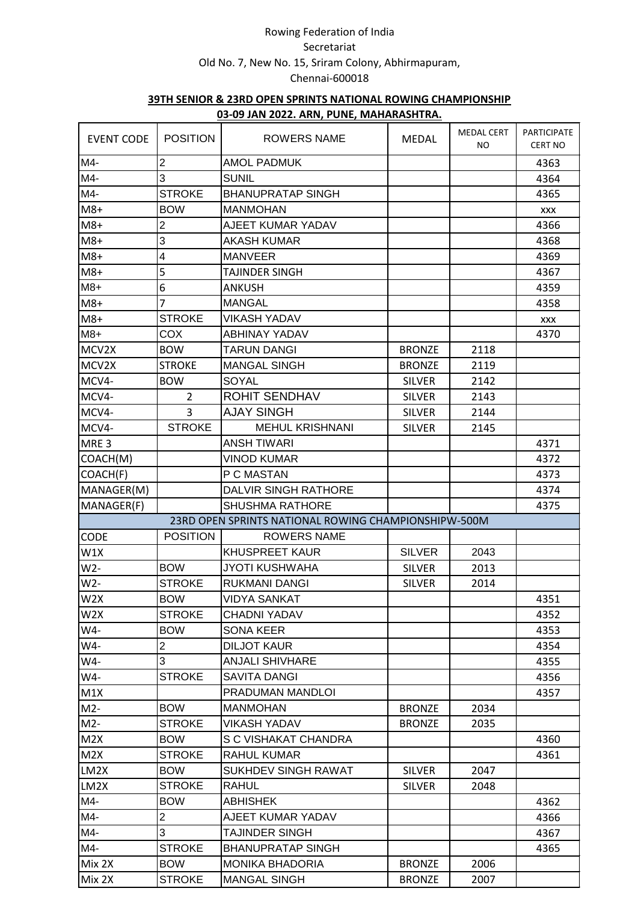Rowing Federation of India

Secretariat

Old No. 7, New No. 15, Sriram Colony, Abhirmapuram,

Chennai-600018

**39TH SENIOR & 23RD OPEN SPRINTS NATIONAL ROWING CHAMPIONSHIP**

**03-09 JAN 2022. ARN, PUNE, MAHARASHTRA.**

| EVENT CODE | POSITION | ROWERS NAME | MEDAL | MEDAL CERT NO | PARTICIPATE CERT NO |
|---|---|---|---|---|---|
| M4- | 2 | AMOL PADMUK | | | 4363 |
| M4- | 3 | SUNIL | | | 4364 |
| M4- | STROKE | BHANUPRATAP SINGH | | | 4365 |
| M8+ | BOW | MANMOHAN | | | XXX |
| M8+ | 2 | AJEET KUMAR YADAV | | | 4366 |
| M8+ | 3 | AKASH KUMAR | | | 4368 |
| M8+ | 4 | MANVEER | | | 4369 |
| M8+ | 5 | TAJINDER SINGH | | | 4367 |
| M8+ | 6 | ANKUSH | | | 4359 |
| M8+ | 7 | MANGAL | | | 4358 |
| M8+ | STROKE | VIKASH YADAV | | | XXX |
| M8+ | COX | ABHINAY YADAV | | | 4370 |
| MCV2X | BOW | TARUN DANGI | BRONZE | 2118 | |
| MCV2X | STROKE | MANGAL SINGH | BRONZE | 2119 | |
| MCV4- | BOW | SOYAL | SILVER | 2142 | |
| MCV4- | 2 | ROHIT SENDHAV | SILVER | 2143 | |
| MCV4- | 3 | AJAY SINGH | SILVER | 2144 | |
| MCV4- | STROKE | MEHUL KRISHNANI | SILVER | 2145 | |
| MRE 3 | | ANSH TIWARI | | | 4371 |
| COACH(M) | | VINOD KUMAR | | | 4372 |
| COACH(F) | | P C MASTAN | | | 4373 |
| MANAGER(M) | | DALVIR SINGH RATHORE | | | 4374 |
| MANAGER(F) | | SHUSHMA RATHORE | | | 4375 |
| 23RD OPEN SPRINTS NATIONAL ROWING CHAMPIONSHIPW-500M | | | | | |
| CODE | POSITION | ROWERS NAME | | | |
| W1X | | KHUSPREET KAUR | SILVER | 2043 | |
| W2- | BOW | JYOTI KUSHWAHA | SILVER | 2013 | |
| W2- | STROKE | RUKMANI DANGI | SILVER | 2014 | |
| W2X | BOW | VIDYA SANKAT | | | 4351 |
| W2X | STROKE | CHADNI YADAV | | | 4352 |
| W4- | BOW | SONA KEER | | | 4353 |
| W4- | 2 | DILJOT KAUR | | | 4354 |
| W4- | 3 | ANJALI SHIVHARE | | | 4355 |
| W4- | STROKE | SAVITA DANGI | | | 4356 |
| M1X | | PRADUMAN MANDLOI | | | 4357 |
| M2- | BOW | MANMOHAN | BRONZE | 2034 | |
| M2- | STROKE | VIKASH YADAV | BRONZE | 2035 | |
| M2X | BOW | S C VISHAKAT CHANDRA | | | 4360 |
| M2X | STROKE | RAHUL KUMAR | | | 4361 |
| LM2X | BOW | SUKHDEV SINGH RAWAT | SILVER | 2047 | |
| LM2X | STROKE | RAHUL | SILVER | 2048 | |
| M4- | BOW | ABHISHEK | | | 4362 |
| M4- | 2 | AJEET KUMAR YADAV | | | 4366 |
| M4- | 3 | TAJINDER SINGH | | | 4367 |
| M4- | STROKE | BHANUPRATAP SINGH | | | 4365 |
| Mix 2X | BOW | MONIKA BHADORIA | BRONZE | 2006 | |
| Mix 2X | STROKE | MANGAL SINGH | BRONZE | 2007 | |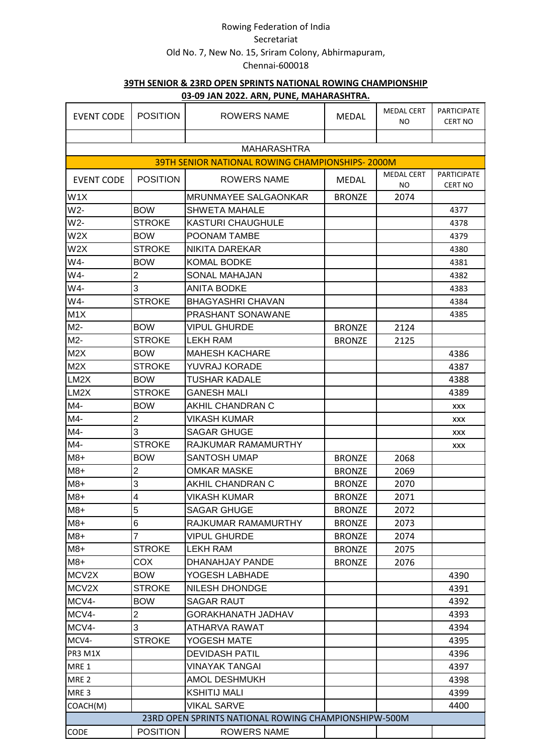Rowing Federation of India

Secretariat

Old No. 7, New No. 15, Sriram Colony, Abhirmapuram,

Chennai-600018

**39TH SENIOR & 23RD OPEN SPRINTS NATIONAL ROWING CHAMPIONSHIP**

**03-09 JAN 2022. ARN, PUNE, MAHARASHTRA.**

| EVENT CODE | POSITION | ROWERS NAME | MEDAL | MEDAL CERT NO | PARTICIPATE CERT NO |
|---|---|---|---|---|---|
| | | | | | |
| MAHARASHTRA | | | | | |
| 39TH SENIOR NATIONAL ROWING CHAMPIONSHIPS- 2000M | | | | | |
| EVENT CODE | POSITION | ROWERS NAME | MEDAL | MEDAL CERT NO | PARTICIPATE CERT NO |
| W1X | | MRUNMAYEE SALGAONKAR | BRONZE | 2074 | |
| W2- | BOW | SHWETA MAHALE | | | 4377 |
| W2- | STROKE | KASTURI CHAUGHULE | | | 4378 |
| W2X | BOW | POONAM TAMBE | | | 4379 |
| W2X | STROKE | NIKITA DAREKAR | | | 4380 |
| W4- | BOW | KOMAL BODKE | | | 4381 |
| W4- | 2 | SONAL MAHAJAN | | | 4382 |
| W4- | 3 | ANITA BODKE | | | 4383 |
| W4- | STROKE | BHAGYASHRI CHAVAN | | | 4384 |
| M1X | | PRASHANT SONAWANE | | | 4385 |
| M2- | BOW | VIPUL GHURDE | BRONZE | 2124 | |
| M2- | STROKE | LEKH RAM | BRONZE | 2125 | |
| M2X | BOW | MAHESH KACHARE | | | 4386 |
| M2X | STROKE | YUVRAJ KORADE | | | 4387 |
| LM2X | BOW | TUSHAR KADALE | | | 4388 |
| LM2X | STROKE | GANESH MALI | | | 4389 |
| M4- | BOW | AKHIL CHANDRAN C | | | XXX |
| M4- | 2 | VIKASH KUMAR | | | XXX |
| M4- | 3 | SAGAR GHUGE | | | XXX |
| M4- | STROKE | RAJKUMAR RAMAMURTHY | | | XXX |
| M8+ | BOW | SANTOSH UMAP | BRONZE | 2068 | |
| M8+ | 2 | OMKAR MASKE | BRONZE | 2069 | |
| M8+ | 3 | AKHIL CHANDRAN C | BRONZE | 2070 | |
| M8+ | 4 | VIKASH KUMAR | BRONZE | 2071 | |
| M8+ | 5 | SAGAR GHUGE | BRONZE | 2072 | |
| M8+ | 6 | RAJKUMAR RAMAMURTHY | BRONZE | 2073 | |
| M8+ | 7 | VIPUL GHURDE | BRONZE | 2074 | |
| M8+ | STROKE | LEKH RAM | BRONZE | 2075 | |
| M8+ | COX | DHANAHJAY PANDE | BRONZE | 2076 | |
| MCV2X | BOW | YOGESH LABHADE | | | 4390 |
| MCV2X | STROKE | NILESH DHONDGE | | | 4391 |
| MCV4- | BOW | SAGAR RAUT | | | 4392 |
| MCV4- | 2 | GORAKHANATH JADHAV | | | 4393 |
| MCV4- | 3 | ATHARVA RAWAT | | | 4394 |
| MCV4- | STROKE | YOGESH MATE | | | 4395 |
| PR3 M1X | | DEVIDASH PATIL | | | 4396 |
| MRE 1 | | VINAYAK TANGAI | | | 4397 |
| MRE 2 | | AMOL DESHMUKH | | | 4398 |
| MRE 3 | | KSHITIJ MALI | | | 4399 |
| COACH(M) | | VIKAL SARVE | | | 4400 |
| 23RD OPEN SPRINTS NATIONAL ROWING CHAMPIONSHIPW-500M | | | | | |
| CODE | POSITION | ROWERS NAME | | | |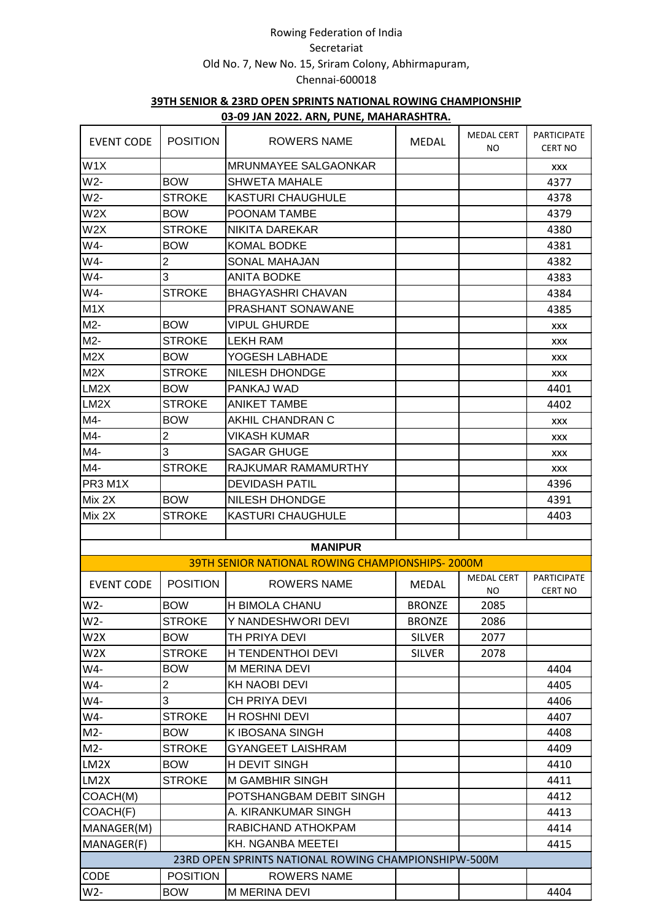Rowing Federation of India

Secretariat

Old No. 7, New No. 15, Sriram Colony, Abhirmapuram,

Chennai-600018

**39TH SENIOR & 23RD OPEN SPRINTS NATIONAL ROWING CHAMPIONSHIP**

**03-09 JAN 2022. ARN, PUNE, MAHARASHTRA.**

| EVENT CODE | POSITION | ROWERS NAME | MEDAL | MEDAL CERT NO | PARTICIPATE CERT NO |
|---|---|---|---|---|---|
| W1X | | MRUNMAYEE SALGAONKAR | | | XXX |
| W2- | BOW | SHWETA MAHALE | | | 4377 |
| W2- | STROKE | KASTURI CHAUGHULE | | | 4378 |
| W2X | BOW | POONAM TAMBE | | | 4379 |
| W2X | STROKE | NIKITA DAREKAR | | | 4380 |
| W4- | BOW | KOMAL BODKE | | | 4381 |
| W4- | 2 | SONAL MAHAJAN | | | 4382 |
| W4- | 3 | ANITA BODKE | | | 4383 |
| W4- | STROKE | BHAGYASHRI CHAVAN | | | 4384 |
| M1X | | PRASHANT SONAWANE | | | 4385 |
| M2- | BOW | VIPUL GHURDE | | | XXX |
| M2- | STROKE | LEKH RAM | | | XXX |
| M2X | BOW | YOGESH LABHADE | | | XXX |
| M2X | STROKE | NILESH DHONDGE | | | XXX |
| LM2X | BOW | PANKAJ WAD | | | 4401 |
| LM2X | STROKE | ANIKET TAMBE | | | 4402 |
| M4- | BOW | AKHIL CHANDRAN C | | | XXX |
| M4- | 2 | VIKASH KUMAR | | | XXX |
| M4- | 3 | SAGAR GHUGE | | | XXX |
| M4- | STROKE | RAJKUMAR RAMAMURTHY | | | XXX |
| PR3 M1X | | DEVIDASH PATIL | | | 4396 |
| Mix 2X | BOW | NILESH DHONDGE | | | 4391 |
| Mix 2X | STROKE | KASTURI CHAUGHULE | | | 4403 |
| | | | | | |
| | | **MANIPUR** | | | |
| | | 39TH SENIOR NATIONAL ROWING CHAMPIONSHIPS- 2000M | | | |
| EVENT CODE | POSITION | ROWERS NAME | MEDAL | MEDAL CERT NO | PARTICIPATE CERT NO |
| W2- | BOW | H BIMOLA CHANU | BRONZE | 2085 | |
| W2- | STROKE | Y NANDESHWORI DEVI | BRONZE | 2086 | |
| W2X | BOW | TH PRIYA DEVI | SILVER | 2077 | |
| W2X | STROKE | H TENDENTHOI DEVI | SILVER | 2078 | |
| W4- | BOW | M MERINA DEVI | | | 4404 |
| W4- | 2 | KH NAOBI DEVI | | | 4405 |
| W4- | 3 | CH PRIYA DEVI | | | 4406 |
| W4- | STROKE | H ROSHNI DEVI | | | 4407 |
| M2- | BOW | K IBOSANA SINGH | | | 4408 |
| M2- | STROKE | GYANGEET LAISHRAM | | | 4409 |
| LM2X | BOW | H DEVIT SINGH | | | 4410 |
| LM2X | STROKE | M GAMBHIR SINGH | | | 4411 |
| COACH(M) | | POTSHANGBAM DEBIT SINGH | | | 4412 |
| COACH(F) | | A. KIRANKUMAR SINGH | | | 4413 |
| MANAGER(M) | | RABICHAND ATHOKPAM | | | 4414 |
| MANAGER(F) | | KH. NGANBA MEETEI | | | 4415 |
| | | 23RD OPEN SPRINTS NATIONAL ROWING CHAMPIONSHIPW-500M | | | |
| CODE | POSITION | ROWERS NAME | | | |
| W2- | BOW | M MERINA DEVI | | | 4404 |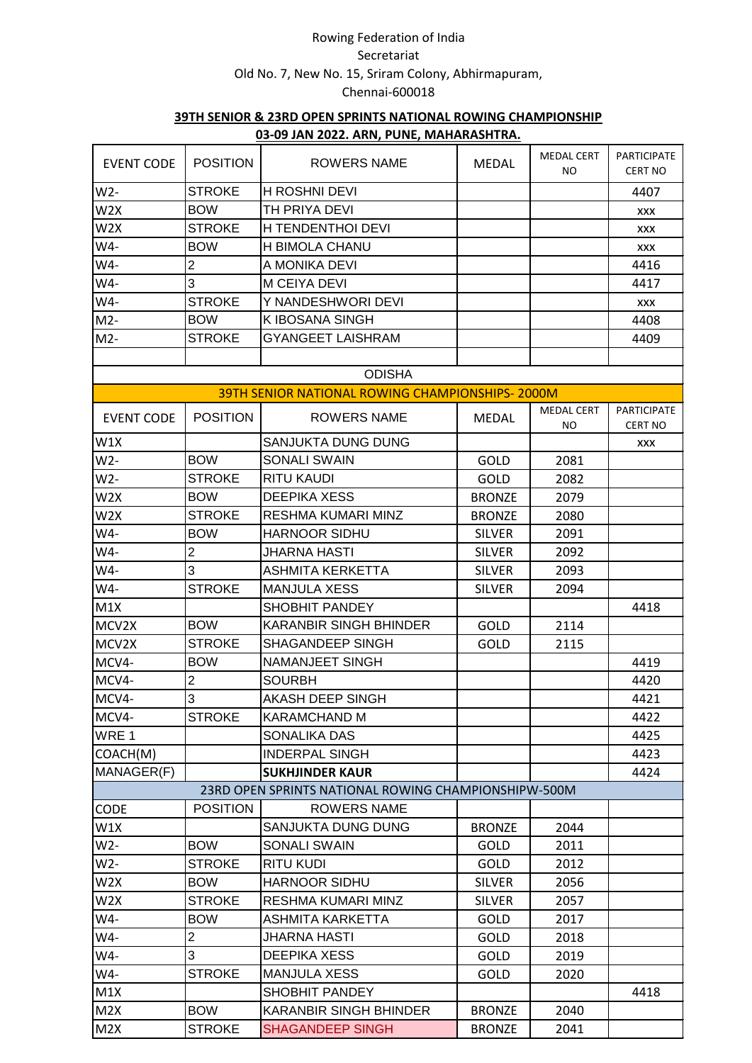Rowing Federation of India
Secretariat
Old No. 7, New No. 15, Sriram Colony, Abhirmapuram,
Chennai-600018

**39TH SENIOR & 23RD OPEN SPRINTS NATIONAL ROWING CHAMPIONSHIP**
**03-09 JAN 2022. ARN, PUNE, MAHARASHTRA.**

| EVENT CODE | POSITION | ROWERS NAME | MEDAL | MEDAL CERT NO | PARTICIPATE CERT NO |
|---|---|---|---|---|---|
| W2- | STROKE | H ROSHNI DEVI | | | 4407 |
| W2X | BOW | TH PRIYA DEVI | | | XXX |
| W2X | STROKE | H TENDENTHOI DEVI | | | XXX |
| W4- | BOW | H BIMOLA CHANU | | | XXX |
| W4- | 2 | A MONIKA DEVI | | | 4416 |
| W4- | 3 | M CEIYA DEVI | | | 4417 |
| W4- | STROKE | Y NANDESHWORI DEVI | | | XXX |
| M2- | BOW | K IBOSANA SINGH | | | 4408 |
| M2- | STROKE | GYANGEET LAISHRAM | | | 4409 |
| | | | | | |
| ODISHA | | | | | |
| 39TH SENIOR NATIONAL ROWING CHAMPIONSHIPS- 2000M | | | | | |
| EVENT CODE | POSITION | ROWERS NAME | MEDAL | MEDAL CERT NO | PARTICIPATE CERT NO |
| W1X | | SANJUKTA DUNG DUNG | | | XXX |
| W2- | BOW | SONALI SWAIN | GOLD | 2081 | |
| W2- | STROKE | RITU KAUDI | GOLD | 2082 | |
| W2X | BOW | DEEPIKA XESS | BRONZE | 2079 | |
| W2X | STROKE | RESHMA KUMARI MINZ | BRONZE | 2080 | |
| W4- | BOW | HARNOOR SIDHU | SILVER | 2091 | |
| W4- | 2 | JHARNA HASTI | SILVER | 2092 | |
| W4- | 3 | ASHMITA KERKETTA | SILVER | 2093 | |
| W4- | STROKE | MANJULA XESS | SILVER | 2094 | |
| M1X | | SHOBHIT PANDEY | | | 4418 |
| MCV2X | BOW | KARANBIR SINGH BHINDER | GOLD | 2114 | |
| MCV2X | STROKE | SHAGANDEEP SINGH | GOLD | 2115 | |
| MCV4- | BOW | NAMANJEET SINGH | | | 4419 |
| MCV4- | 2 | SOURBH | | | 4420 |
| MCV4- | 3 | AKASH DEEP SINGH | | | 4421 |
| MCV4- | STROKE | KARAMCHAND M | | | 4422 |
| WRE 1 | | SONALIKA DAS | | | 4425 |
| COACH(M) | | INDERPAL SINGH | | | 4423 |
| MANAGER(F) | | **SUKHJINDER KAUR** | | | 4424 |
| 23RD OPEN SPRINTS NATIONAL ROWING CHAMPIONSHIPW-500M | | | | | |
| CODE | POSITION | ROWERS NAME | | | |
| W1X | | SANJUKTA DUNG DUNG | BRONZE | 2044 | |
| W2- | BOW | SONALI SWAIN | GOLD | 2011 | |
| W2- | STROKE | RITU KUDI | GOLD | 2012 | |
| W2X | BOW | HARNOOR SIDHU | SILVER | 2056 | |
| W2X | STROKE | RESHMA KUMARI MINZ | SILVER | 2057 | |
| W4- | BOW | ASHMITA KARKETTA | GOLD | 2017 | |
| W4- | 2 | JHARNA HASTI | GOLD | 2018 | |
| W4- | 3 | DEEPIKA XESS | GOLD | 2019 | |
| W4- | STROKE | MANJULA XESS | GOLD | 2020 | |
| M1X | | SHOBHIT PANDEY | | | 4418 |
| M2X | BOW | KARANBIR SINGH BHINDER | BRONZE | 2040 | |
| M2X | STROKE | SHAGANDEEP SINGH | BRONZE | 2041 | |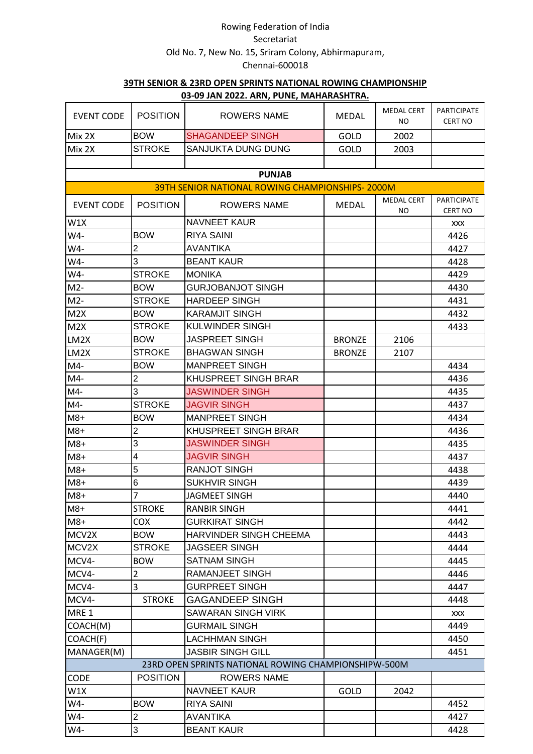Rowing Federation of India

Secretariat

Old No. 7, New No. 15, Sriram Colony, Abhirmapuram,

Chennai-600018

**39TH SENIOR & 23RD OPEN SPRINTS NATIONAL ROWING CHAMPIONSHIP**

**03-09 JAN 2022. ARN, PUNE, MAHARASHTRA.**

| EVENT CODE | POSITION | ROWERS NAME | MEDAL | MEDAL CERT NO | PARTICIPATE CERT NO |
|---|---|---|---|---|---|
| Mix 2X | BOW | SHAGANDEEP SINGH | GOLD | 2002 | |
| Mix 2X | STROKE | SANJUKTA DUNG DUNG | GOLD | 2003 | |
| | | | | | |
| **PUNJAB** | | | | | |
| 39TH SENIOR NATIONAL ROWING CHAMPIONSHIPS- 2000M | | | | | |
| EVENT CODE | POSITION | ROWERS NAME | MEDAL | MEDAL CERT NO | PARTICIPATE CERT NO |
| W1X | | NAVNEET KAUR | | | xxx |
| W4- | BOW | RIYA SAINI | | | 4426 |
| W4- | 2 | AVANTIKA | | | 4427 |
| W4- | 3 | BEANT KAUR | | | 4428 |
| W4- | STROKE | MONIKA | | | 4429 |
| M2- | BOW | GURJOBANJOT SINGH | | | 4430 |
| M2- | STROKE | HARDEEP SINGH | | | 4431 |
| M2X | BOW | KARAMJIT SINGH | | | 4432 |
| M2X | STROKE | KULWINDER SINGH | | | 4433 |
| LM2X | BOW | JASPREET SINGH | BRONZE | 2106 | |
| LM2X | STROKE | BHAGWAN SINGH | BRONZE | 2107 | |
| M4- | BOW | MANPREET SINGH | | | 4434 |
| M4- | 2 | KHUSPREET SINGH BRAR | | | 4436 |
| M4- | 3 | JASWINDER SINGH | | | 4435 |
| M4- | STROKE | JAGVIR SINGH | | | 4437 |
| M8+ | BOW | MANPREET SINGH | | | 4434 |
| M8+ | 2 | KHUSPREET SINGH BRAR | | | 4436 |
| M8+ | 3 | JASWINDER SINGH | | | 4435 |
| M8+ | 4 | JAGVIR SINGH | | | 4437 |
| M8+ | 5 | RANJOT SINGH | | | 4438 |
| M8+ | 6 | SUKHVIR SINGH | | | 4439 |
| M8+ | 7 | JAGMEET SINGH | | | 4440 |
| M8+ | STROKE | RANBIR SINGH | | | 4441 |
| M8+ | COX | GURKIRAT SINGH | | | 4442 |
| MCV2X | BOW | HARVINDER SINGH CHEEMA | | | 4443 |
| MCV2X | STROKE | JAGSEER SINGH | | | 4444 |
| MCV4- | BOW | SATNAM SINGH | | | 4445 |
| MCV4- | 2 | RAMANJEET SINGH | | | 4446 |
| MCV4- | 3 | GURPREET SINGH | | | 4447 |
| MCV4- | STROKE | GAGANDEEP SINGH | | | 4448 |
| MRE 1 | | SAWARAN SINGH VIRK | | | xxx |
| COACH(M) | | GURMAIL SINGH | | | 4449 |
| COACH(F) | | LACHHMAN SINGH | | | 4450 |
| MANAGER(M) | | JASBIR SINGH GILL | | | 4451 |
| 23RD OPEN SPRINTS NATIONAL ROWING CHAMPIONSHIPW-500M | | | | | |
| CODE | POSITION | ROWERS NAME | | | |
| W1X | | NAVNEET KAUR | GOLD | 2042 | |
| W4- | BOW | RIYA SAINI | | | 4452 |
| W4- | 2 | AVANTIKA | | | 4427 |
| W4- | 3 | BEANT KAUR | | | 4428 |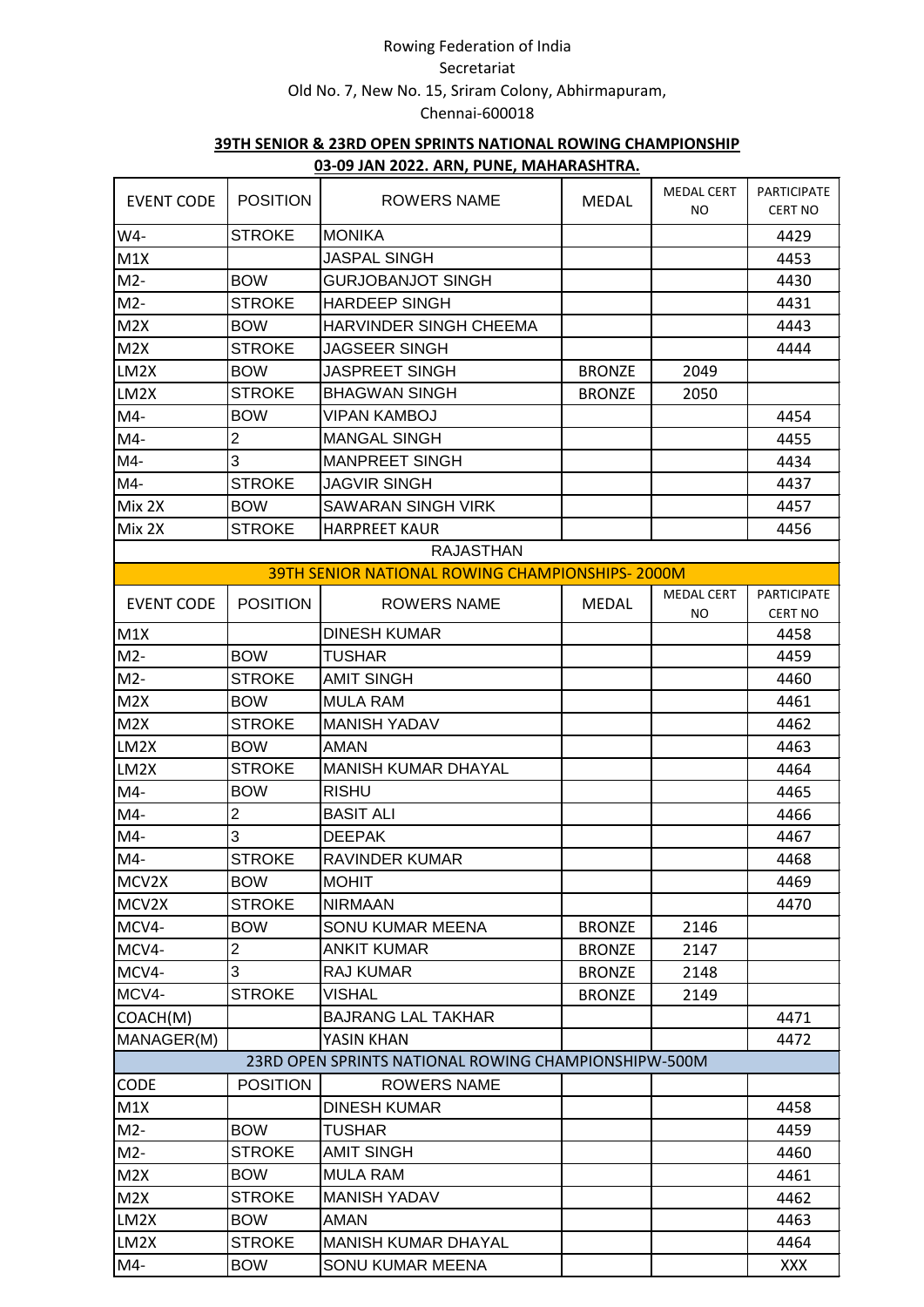Rowing Federation of India

Secretariat

Old No. 7, New No. 15, Sriram Colony, Abhirmapuram,

Chennai-600018

**39TH SENIOR & 23RD OPEN SPRINTS NATIONAL ROWING CHAMPIONSHIP**

**03-09 JAN 2022. ARN, PUNE, MAHARASHTRA.**

| EVENT CODE | POSITION | ROWERS NAME | MEDAL | MEDAL CERT NO | PARTICIPATE CERT NO |
|---|---|---|---|---|---|
| W4- | STROKE | MONIKA | | | 4429 |
| M1X | | JASPAL SINGH | | | 4453 |
| M2- | BOW | GURJOBANJOT SINGH | | | 4430 |
| M2- | STROKE | HARDEEP SINGH | | | 4431 |
| M2X | BOW | HARVINDER SINGH CHEEMA | | | 4443 |
| M2X | STROKE | JAGSEER SINGH | | | 4444 |
| LM2X | BOW | JASPREET SINGH | BRONZE | 2049 | |
| LM2X | STROKE | BHAGWAN SINGH | BRONZE | 2050 | |
| M4- | BOW | VIPAN KAMBOJ | | | 4454 |
| M4- | 2 | MANGAL SINGH | | | 4455 |
| M4- | 3 | MANPREET SINGH | | | 4434 |
| M4- | STROKE | JAGVIR SINGH | | | 4437 |
| Mix 2X | BOW | SAWARAN SINGH VIRK | | | 4457 |
| Mix 2X | STROKE | HARPREET KAUR | | | 4456 |

RAJASTHAN

39TH SENIOR NATIONAL ROWING CHAMPIONSHIPS- 2000M

| EVENT CODE | POSITION | ROWERS NAME | MEDAL | MEDAL CERT NO | PARTICIPATE CERT NO |
|---|---|---|---|---|---|
| M1X | | DINESH KUMAR | | | 4458 |
| M2- | BOW | TUSHAR | | | 4459 |
| M2- | STROKE | AMIT SINGH | | | 4460 |
| M2X | BOW | MULA RAM | | | 4461 |
| M2X | STROKE | MANISH YADAV | | | 4462 |
| LM2X | BOW | AMAN | | | 4463 |
| LM2X | STROKE | MANISH KUMAR DHAYAL | | | 4464 |
| M4- | BOW | RISHU | | | 4465 |
| M4- | 2 | BASIT ALI | | | 4466 |
| M4- | 3 | DEEPAK | | | 4467 |
| M4- | STROKE | RAVINDER KUMAR | | | 4468 |
| MCV2X | BOW | MOHIT | | | 4469 |
| MCV2X | STROKE | NIRMAAN | | | 4470 |
| MCV4- | BOW | SONU KUMAR MEENA | BRONZE | 2146 | |
| MCV4- | 2 | ANKIT KUMAR | BRONZE | 2147 | |
| MCV4- | 3 | RAJ KUMAR | BRONZE | 2148 | |
| MCV4- | STROKE | VISHAL | BRONZE | 2149 | |
| COACH(M) | | BAJRANG LAL TAKHAR | | | 4471 |
| MANAGER(M) | | YASIN KHAN | | | 4472 |

23RD OPEN SPRINTS NATIONAL ROWING CHAMPIONSHIPW-500M

| CODE | POSITION | ROWERS NAME | | | |
|---|---|---|---|---|---|
| M1X | | DINESH KUMAR | | | 4458 |
| M2- | BOW | TUSHAR | | | 4459 |
| M2- | STROKE | AMIT SINGH | | | 4460 |
| M2X | BOW | MULA RAM | | | 4461 |
| M2X | STROKE | MANISH YADAV | | | 4462 |
| LM2X | BOW | AMAN | | | 4463 |
| LM2X | STROKE | MANISH KUMAR DHAYAL | | | 4464 |
| M4- | BOW | SONU KUMAR MEENA | | | XXX |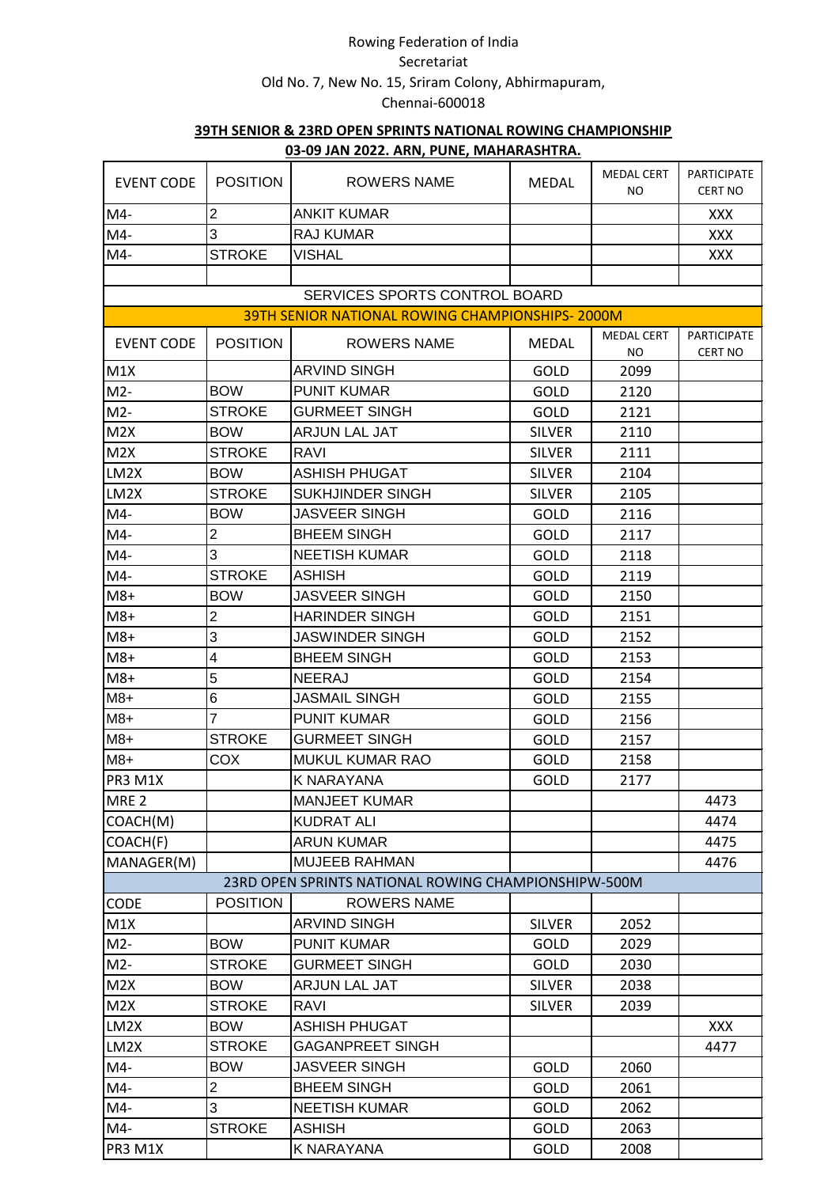Rowing Federation of India
Secretariat
Old No. 7, New No. 15, Sriram Colony, Abhirmapuram,
Chennai-600018

**39TH SENIOR & 23RD OPEN SPRINTS NATIONAL ROWING CHAMPIONSHIP**
**03-09 JAN 2022. ARN, PUNE, MAHARASHTRA.**

| EVENT CODE | POSITION | ROWERS NAME | MEDAL | MEDAL CERT NO | PARTICIPATE CERT NO |
|---|---|---|---|---|---|
| M4- | 2 | ANKIT KUMAR | | | XXX |
| M4- | 3 | RAJ KUMAR | | | XXX |
| M4- | STROKE | VISHAL | | | XXX |
| | | | | | |
| SERVICES SPORTS CONTROL BOARD | | | | | |
| 39TH SENIOR NATIONAL ROWING CHAMPIONSHIPS- 2000M | | | | | |
| EVENT CODE | POSITION | ROWERS NAME | MEDAL | MEDAL CERT NO | PARTICIPATE CERT NO |
| M1X | | ARVIND SINGH | GOLD | 2099 | |
| M2- | BOW | PUNIT KUMAR | GOLD | 2120 | |
| M2- | STROKE | GURMEET SINGH | GOLD | 2121 | |
| M2X | BOW | ARJUN LAL JAT | SILVER | 2110 | |
| M2X | STROKE | RAVI | SILVER | 2111 | |
| LM2X | BOW | ASHISH PHUGAT | SILVER | 2104 | |
| LM2X | STROKE | SUKHJINDER SINGH | SILVER | 2105 | |
| M4- | BOW | JASVEER SINGH | GOLD | 2116 | |
| M4- | 2 | BHEEM SINGH | GOLD | 2117 | |
| M4- | 3 | NEETISH KUMAR | GOLD | 2118 | |
| M4- | STROKE | ASHISH | GOLD | 2119 | |
| M8+ | BOW | JASVEER SINGH | GOLD | 2150 | |
| M8+ | 2 | HARINDER SINGH | GOLD | 2151 | |
| M8+ | 3 | JASWINDER SINGH | GOLD | 2152 | |
| M8+ | 4 | BHEEM SINGH | GOLD | 2153 | |
| M8+ | 5 | NEERAJ | GOLD | 2154 | |
| M8+ | 6 | JASMAIL SINGH | GOLD | 2155 | |
| M8+ | 7 | PUNIT KUMAR | GOLD | 2156 | |
| M8+ | STROKE | GURMEET SINGH | GOLD | 2157 | |
| M8+ | COX | MUKUL KUMAR RAO | GOLD | 2158 | |
| PR3 M1X | | K NARAYANA | GOLD | 2177 | |
| MRE 2 | | MANJEET KUMAR | | | 4473 |
| COACH(M) | | KUDRAT ALI | | | 4474 |
| COACH(F) | | ARUN KUMAR | | | 4475 |
| MANAGER(M) | | MUJEEB RAHMAN | | | 4476 |
| 23RD OPEN SPRINTS NATIONAL ROWING CHAMPIONSHIPW-500M | | | | | |
| CODE | POSITION | ROWERS NAME | | | |
| M1X | | ARVIND SINGH | SILVER | 2052 | |
| M2- | BOW | PUNIT KUMAR | GOLD | 2029 | |
| M2- | STROKE | GURMEET SINGH | GOLD | 2030 | |
| M2X | BOW | ARJUN LAL JAT | SILVER | 2038 | |
| M2X | STROKE | RAVI | SILVER | 2039 | |
| LM2X | BOW | ASHISH PHUGAT | | | XXX |
| LM2X | STROKE | GAGANPREET SINGH | | | 4477 |
| M4- | BOW | JASVEER SINGH | GOLD | 2060 | |
| M4- | 2 | BHEEM SINGH | GOLD | 2061 | |
| M4- | 3 | NEETISH KUMAR | GOLD | 2062 | |
| M4- | STROKE | ASHISH | GOLD | 2063 | |
| PR3 M1X | | K NARAYANA | GOLD | 2008 | |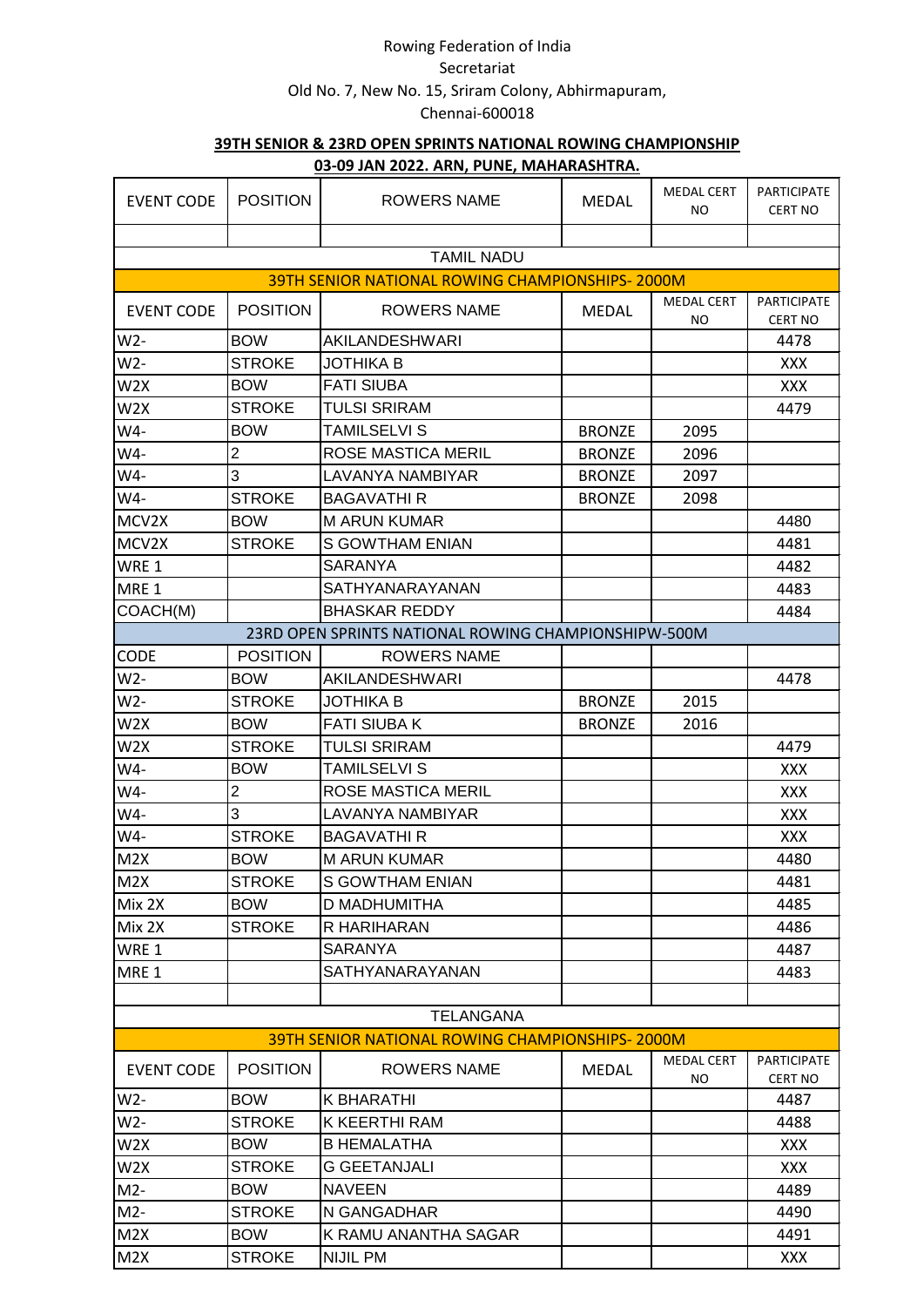Rowing Federation of India

Secretariat

Old No. 7, New No. 15, Sriram Colony, Abhirmapuram,

Chennai-600018

**39TH SENIOR & 23RD OPEN SPRINTS NATIONAL ROWING CHAMPIONSHIP**

**03-09 JAN 2022. ARN, PUNE, MAHARASHTRA.**

| EVENT CODE | POSITION | ROWERS NAME | MEDAL | MEDAL CERT NO | PARTICIPATE CERT NO |
|---|---|---|---|---|---|
| | | | | | |
| TAMIL NADU | | | | | |
| 39TH SENIOR NATIONAL ROWING CHAMPIONSHIPS- 2000M | | | | | |
| EVENT CODE | POSITION | ROWERS NAME | MEDAL | MEDAL CERT NO | PARTICIPATE CERT NO |
| W2- | BOW | AKILANDESHWARI | | | 4478 |
| W2- | STROKE | JOTHIKA B | | | XXX |
| W2X | BOW | FATI SIUBA | | | XXX |
| W2X | STROKE | TULSI SRIRAM | | | 4479 |
| W4- | BOW | TAMILSELVI S | BRONZE | 2095 | |
| W4- | 2 | ROSE MASTICA MERIL | BRONZE | 2096 | |
| W4- | 3 | LAVANYA NAMBIYAR | BRONZE | 2097 | |
| W4- | STROKE | BAGAVATHI R | BRONZE | 2098 | |
| MCV2X | BOW | M ARUN KUMAR | | | 4480 |
| MCV2X | STROKE | S GOWTHAM ENIAN | | | 4481 |
| WRE 1 | | SARANYA | | | 4482 |
| MRE 1 | | SATHYANARAYANAN | | | 4483 |
| COACH(M) | | BHASKAR REDDY | | | 4484 |
| 23RD OPEN SPRINTS NATIONAL ROWING CHAMPIONSHIPW-500M | | | | | |
| CODE | POSITION | ROWERS NAME | | | |
| W2- | BOW | AKILANDESHWARI | | | 4478 |
| W2- | STROKE | JOTHIKA B | BRONZE | 2015 | |
| W2X | BOW | FATI SIUBA K | BRONZE | 2016 | |
| W2X | STROKE | TULSI SRIRAM | | | 4479 |
| W4- | BOW | TAMILSELVI S | | | XXX |
| W4- | 2 | ROSE MASTICA MERIL | | | XXX |
| W4- | 3 | LAVANYA NAMBIYAR | | | XXX |
| W4- | STROKE | BAGAVATHI R | | | XXX |
| M2X | BOW | M ARUN KUMAR | | | 4480 |
| M2X | STROKE | S GOWTHAM ENIAN | | | 4481 |
| Mix 2X | BOW | D MADHUMITHA | | | 4485 |
| Mix 2X | STROKE | R HARIHARAN | | | 4486 |
| WRE 1 | | SARANYA | | | 4487 |
| MRE 1 | | SATHYANARAYANAN | | | 4483 |
| | | | | | |
| TELANGANA | | | | | |
| 39TH SENIOR NATIONAL ROWING CHAMPIONSHIPS- 2000M | | | | | |
| EVENT CODE | POSITION | ROWERS NAME | MEDAL | MEDAL CERT NO | PARTICIPATE CERT NO |
| W2- | BOW | K BHARATHI | | | 4487 |
| W2- | STROKE | K KEERTHI RAM | | | 4488 |
| W2X | BOW | B HEMALATHA | | | XXX |
| W2X | STROKE | G GEETANJALI | | | XXX |
| M2- | BOW | NAVEEN | | | 4489 |
| M2- | STROKE | N GANGADHAR | | | 4490 |
| M2X | BOW | K RAMU ANANTHA SAGAR | | | 4491 |
| M2X | STROKE | NIJIL PM | | | XXX |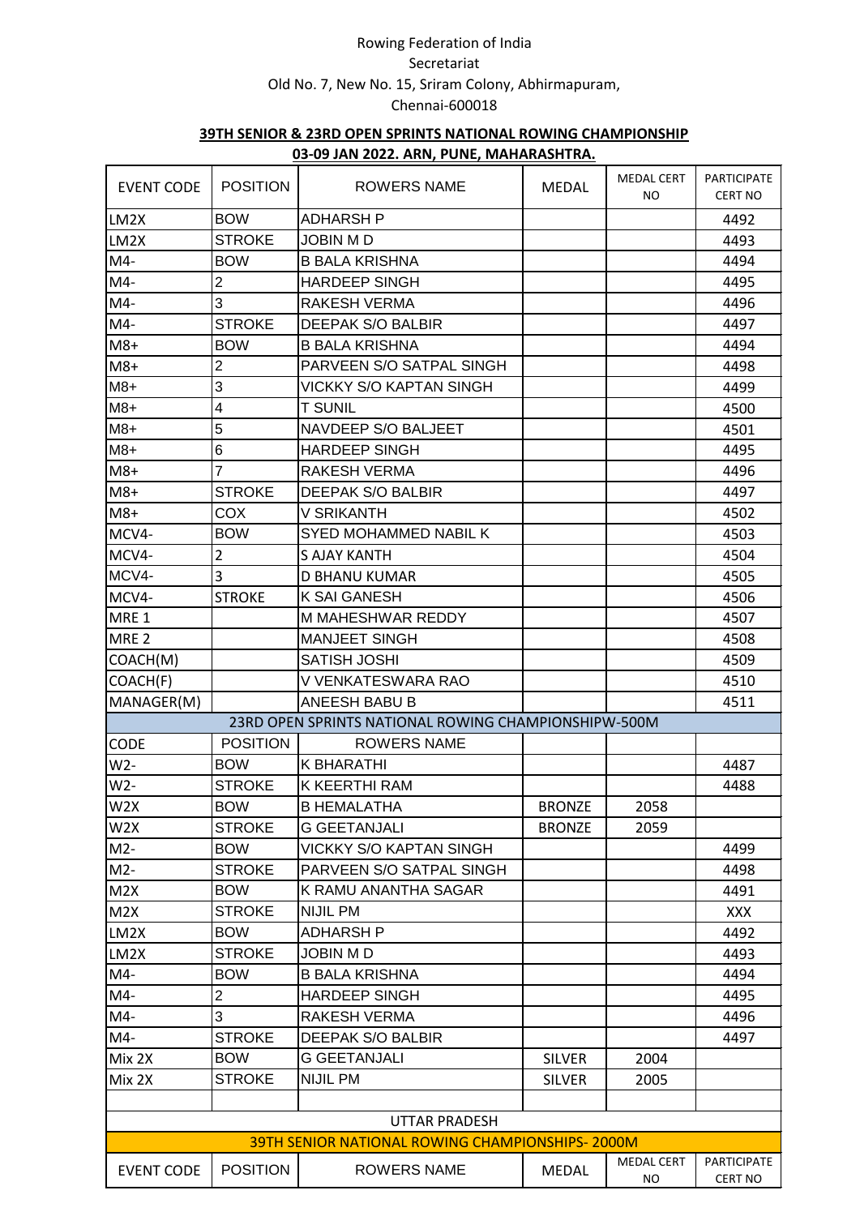Rowing Federation of India

Secretariat

Old No. 7, New No. 15, Sriram Colony, Abhirmapuram,

Chennai-600018

**39TH SENIOR & 23RD OPEN SPRINTS NATIONAL ROWING CHAMPIONSHIP**

**03-09 JAN 2022. ARN, PUNE, MAHARASHTRA.**

| EVENT CODE | POSITION | ROWERS NAME | MEDAL | MEDAL CERT NO | PARTICIPATE CERT NO |
|---|---|---|---|---|---|
| LM2X | BOW | ADHARSH P | | | 4492 |
| LM2X | STROKE | JOBIN M D | | | 4493 |
| M4- | BOW | B BALA KRISHNA | | | 4494 |
| M4- | 2 | HARDEEP SINGH | | | 4495 |
| M4- | 3 | RAKESH VERMA | | | 4496 |
| M4- | STROKE | DEEPAK S/O BALBIR | | | 4497 |
| M8+ | BOW | B BALA KRISHNA | | | 4494 |
| M8+ | 2 | PARVEEN S/O SATPAL SINGH | | | 4498 |
| M8+ | 3 | VICKKY S/O KAPTAN SINGH | | | 4499 |
| M8+ | 4 | T SUNIL | | | 4500 |
| M8+ | 5 | NAVDEEP S/O BALJEET | | | 4501 |
| M8+ | 6 | HARDEEP SINGH | | | 4495 |
| M8+ | 7 | RAKESH VERMA | | | 4496 |
| M8+ | STROKE | DEEPAK S/O BALBIR | | | 4497 |
| M8+ | COX | V SRIKANTH | | | 4502 |
| MCV4- | BOW | SYED MOHAMMED NABIL K | | | 4503 |
| MCV4- | 2 | S AJAY KANTH | | | 4504 |
| MCV4- | 3 | D BHANU KUMAR | | | 4505 |
| MCV4- | STROKE | K SAI GANESH | | | 4506 |
| MRE 1 | | M MAHESHWAR REDDY | | | 4507 |
| MRE 2 | | MANJEET SINGH | | | 4508 |
| COACH(M) | | SATISH JOSHI | | | 4509 |
| COACH(F) | | V VENKATESWARA RAO | | | 4510 |
| MANAGER(M) | | ANEESH BABU B | | | 4511 |
| 23RD OPEN SPRINTS NATIONAL ROWING CHAMPIONSHIPW-500M | | | | | |
| CODE | POSITION | ROWERS NAME | | | |
| W2- | BOW | K BHARATHI | | | 4487 |
| W2- | STROKE | K KEERTHI RAM | | | 4488 |
| W2X | BOW | B HEMALATHA | BRONZE | 2058 | |
| W2X | STROKE | G GEETANJALI | BRONZE | 2059 | |
| M2- | BOW | VICKKY S/O KAPTAN SINGH | | | 4499 |
| M2- | STROKE | PARVEEN S/O SATPAL SINGH | | | 4498 |
| M2X | BOW | K RAMU ANANTHA SAGAR | | | 4491 |
| M2X | STROKE | NIJIL PM | | | XXX |
| LM2X | BOW | ADHARSH P | | | 4492 |
| LM2X | STROKE | JOBIN M D | | | 4493 |
| M4- | BOW | B BALA KRISHNA | | | 4494 |
| M4- | 2 | HARDEEP SINGH | | | 4495 |
| M4- | 3 | RAKESH VERMA | | | 4496 |
| M4- | STROKE | DEEPAK S/O BALBIR | | | 4497 |
| Mix 2X | BOW | G GEETANJALI | SILVER | 2004 | |
| Mix 2X | STROKE | NIJIL PM | SILVER | 2005 | |
| | | | | | |
| UTTAR PRADESH | | | | | |
| 39TH SENIOR NATIONAL ROWING CHAMPIONSHIPS- 2000M | | | | | |
| EVENT CODE | POSITION | ROWERS NAME | MEDAL | MEDAL CERT NO | PARTICIPATE CERT NO |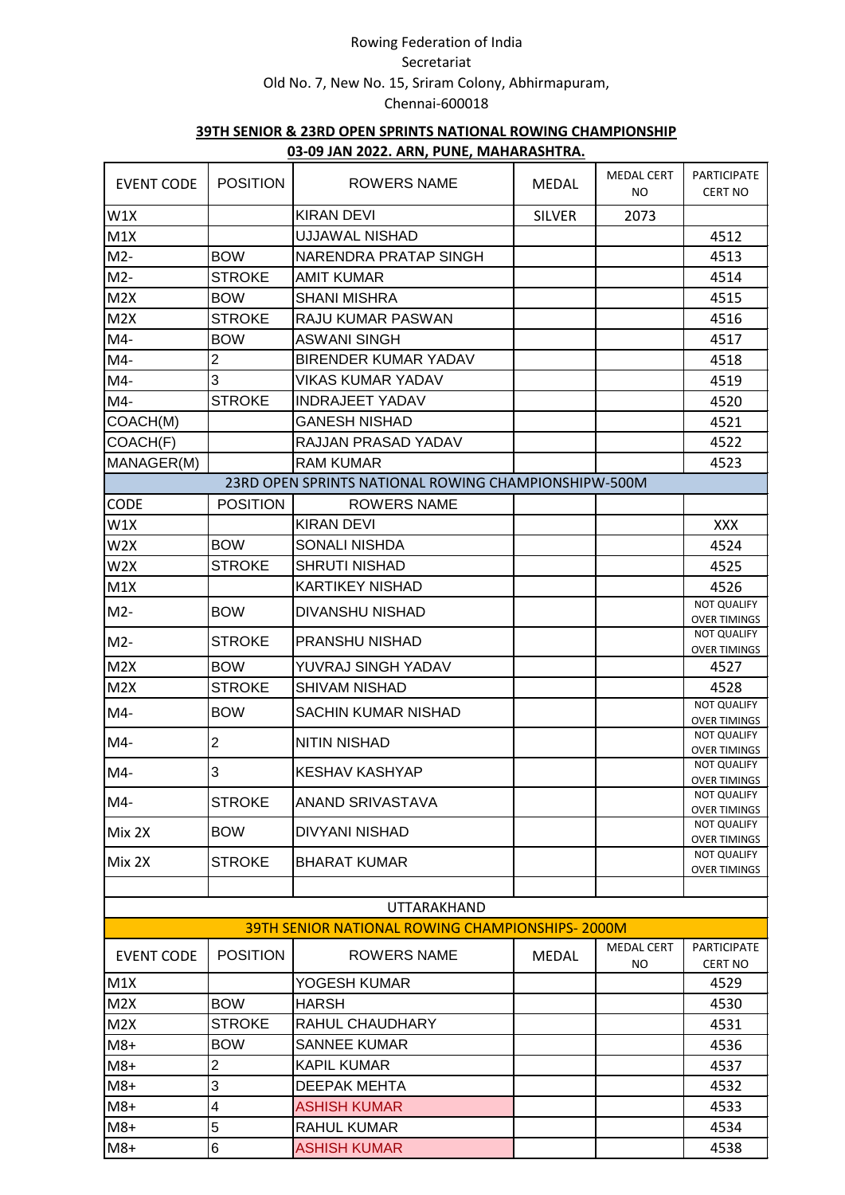Rowing Federation of India
Secretariat
Old No. 7, New No. 15, Sriram Colony, Abhirmapuram,
Chennai-600018

**39TH SENIOR & 23RD OPEN SPRINTS NATIONAL ROWING CHAMPIONSHIP**
**03-09 JAN 2022. ARN, PUNE, MAHARASHTRA.**

| EVENT CODE | POSITION | ROWERS NAME | MEDAL | MEDAL CERT NO | PARTICIPATE CERT NO |
|---|---|---|---|---|---|
| W1X | | KIRAN DEVI | SILVER | 2073 | |
| M1X | | UJJAWAL NISHAD | | | 4512 |
| M2- | BOW | NARENDRA PRATAP SINGH | | | 4513 |
| M2- | STROKE | AMIT KUMAR | | | 4514 |
| M2X | BOW | SHANI MISHRA | | | 4515 |
| M2X | STROKE | RAJU KUMAR PASWAN | | | 4516 |
| M4- | BOW | ASWANI SINGH | | | 4517 |
| M4- | 2 | BIRENDER KUMAR YADAV | | | 4518 |
| M4- | 3 | VIKAS KUMAR YADAV | | | 4519 |
| M4- | STROKE | INDRAJEET YADAV | | | 4520 |
| COACH(M) | | GANESH NISHAD | | | 4521 |
| COACH(F) | | RAJJAN PRASAD YADAV | | | 4522 |
| MANAGER(M) | | RAM KUMAR | | | 4523 |
| 23RD OPEN SPRINTS NATIONAL ROWING CHAMPIONSHIPW-500M | | | | | |
| CODE | POSITION | ROWERS NAME | | | |
| W1X | | KIRAN DEVI | | | XXX |
| W2X | BOW | SONALI NISHDA | | | 4524 |
| W2X | STROKE | SHRUTI NISHAD | | | 4525 |
| M1X | | KARTIKEY NISHAD | | | 4526 |
| M2- | BOW | DIVANSHU NISHAD | | | NOT QUALIFY OVER TIMINGS |
| M2- | STROKE | PRANSHU NISHAD | | | NOT QUALIFY OVER TIMINGS |
| M2X | BOW | YUVRAJ SINGH YADAV | | | 4527 |
| M2X | STROKE | SHIVAM NISHAD | | | 4528 |
| M4- | BOW | SACHIN KUMAR NISHAD | | | NOT QUALIFY OVER TIMINGS |
| M4- | 2 | NITIN NISHAD | | | NOT QUALIFY OVER TIMINGS |
| M4- | 3 | KESHAV KASHYAP | | | NOT QUALIFY OVER TIMINGS |
| M4- | STROKE | ANAND SRIVASTAVA | | | NOT QUALIFY OVER TIMINGS |
| Mix 2X | BOW | DIVYANI NISHAD | | | NOT QUALIFY OVER TIMINGS |
| Mix 2X | STROKE | BHARAT KUMAR | | | NOT QUALIFY OVER TIMINGS |
| | | | | | |
| UTTARAKHAND | | | | | |
| 39TH SENIOR NATIONAL ROWING CHAMPIONSHIPS- 2000M | | | | | |
| EVENT CODE | POSITION | ROWERS NAME | MEDAL | MEDAL CERT NO | PARTICIPATE CERT NO |
| M1X | | YOGESH KUMAR | | | 4529 |
| M2X | BOW | HARSH | | | 4530 |
| M2X | STROKE | RAHUL CHAUDHARY | | | 4531 |
| M8+ | BOW | SANNEE KUMAR | | | 4536 |
| M8+ | 2 | KAPIL KUMAR | | | 4537 |
| M8+ | 3 | DEEPAK MEHTA | | | 4532 |
| M8+ | 4 | ASHISH KUMAR | | | 4533 |
| M8+ | 5 | RAHUL KUMAR | | | 4534 |
| M8+ | 6 | ASHISH KUMAR | | | 4538 |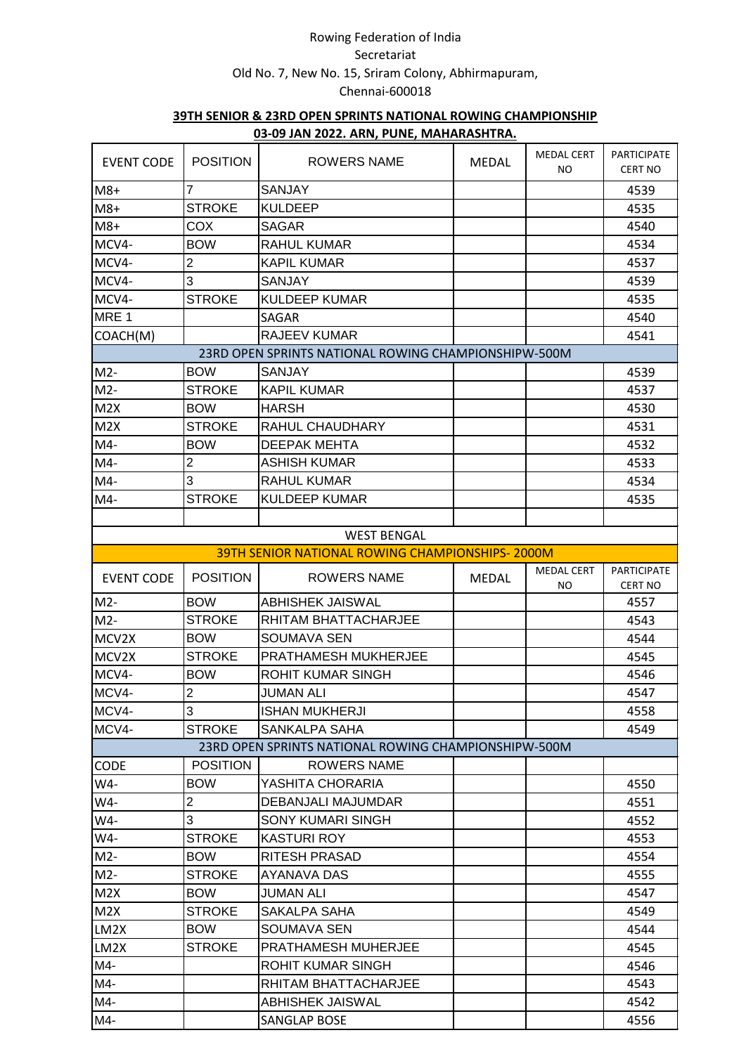Rowing Federation of India
Secretariat
Old No. 7, New No. 15, Sriram Colony, Abhirmapuram,
Chennai-600018

**39TH SENIOR & 23RD OPEN SPRINTS NATIONAL ROWING CHAMPIONSHIP**
**03-09 JAN 2022. ARN, PUNE, MAHARASHTRA.**

| EVENT CODE | POSITION | ROWERS NAME | MEDAL | MEDAL CERT NO | PARTICIPATE CERT NO |
|---|---|---|---|---|---|
| M8+ | 7 | SANJAY | | | 4539 |
| M8+ | STROKE | KULDEEP | | | 4535 |
| M8+ | COX | SAGAR | | | 4540 |
| MCV4- | BOW | RAHUL KUMAR | | | 4534 |
| MCV4- | 2 | KAPIL KUMAR | | | 4537 |
| MCV4- | 3 | SANJAY | | | 4539 |
| MCV4- | STROKE | KULDEEP KUMAR | | | 4535 |
| MRE 1 | | SAGAR | | | 4540 |
| COACH(M) | | RAJEEV KUMAR | | | 4541 |
| 23RD OPEN SPRINTS NATIONAL ROWING CHAMPIONSHIPW-500M | | | | | |
| M2- | BOW | SANJAY | | | 4539 |
| M2- | STROKE | KAPIL KUMAR | | | 4537 |
| M2X | BOW | HARSH | | | 4530 |
| M2X | STROKE | RAHUL CHAUDHARY | | | 4531 |
| M4- | BOW | DEEPAK MEHTA | | | 4532 |
| M4- | 2 | ASHISH KUMAR | | | 4533 |
| M4- | 3 | RAHUL KUMAR | | | 4534 |
| M4- | STROKE | KULDEEP KUMAR | | | 4535 |
| | | | | | |

**WEST BENGAL**

**39TH SENIOR NATIONAL ROWING CHAMPIONSHIPS- 2000M**

| EVENT CODE | POSITION | ROWERS NAME | MEDAL | MEDAL CERT NO | PARTICIPATE CERT NO |
|---|---|---|---|---|---|
| M2- | BOW | ABHISHEK JAISWAL | | | 4557 |
| M2- | STROKE | RHITAM BHATTACHARJEE | | | 4543 |
| MCV2X | BOW | SOUMAVA SEN | | | 4544 |
| MCV2X | STROKE | PRATHAMESH MUKHERJEE | | | 4545 |
| MCV4- | BOW | ROHIT KUMAR SINGH | | | 4546 |
| MCV4- | 2 | JUMAN ALI | | | 4547 |
| MCV4- | 3 | ISHAN MUKHERJI | | | 4558 |
| MCV4- | STROKE | SANKALPA SAHA | | | 4549 |
| 23RD OPEN SPRINTS NATIONAL ROWING CHAMPIONSHIPW-500M | | | | | |
| CODE | POSITION | ROWERS NAME | | | |
| W4- | BOW | YASHITA CHORARIA | | | 4550 |
| W4- | 2 | DEBANJALI MAJUMDAR | | | 4551 |
| W4- | 3 | SONY KUMARI SINGH | | | 4552 |
| W4- | STROKE | KASTURI ROY | | | 4553 |
| M2- | BOW | RITESH PRASAD | | | 4554 |
| M2- | STROKE | AYANAVA DAS | | | 4555 |
| M2X | BOW | JUMAN ALI | | | 4547 |
| M2X | STROKE | SAKALPA SAHA | | | 4549 |
| LM2X | BOW | SOUMAVA SEN | | | 4544 |
| LM2X | STROKE | PRATHAMESH MUHERJEE | | | 4545 |
| M4- | | ROHIT KUMAR SINGH | | | 4546 |
| M4- | | RHITAM BHATTACHARJEE | | | 4543 |
| M4- | | ABHISHEK JAISWAL | | | 4542 |
| M4- | | SANGLAP BOSE | | | 4556 |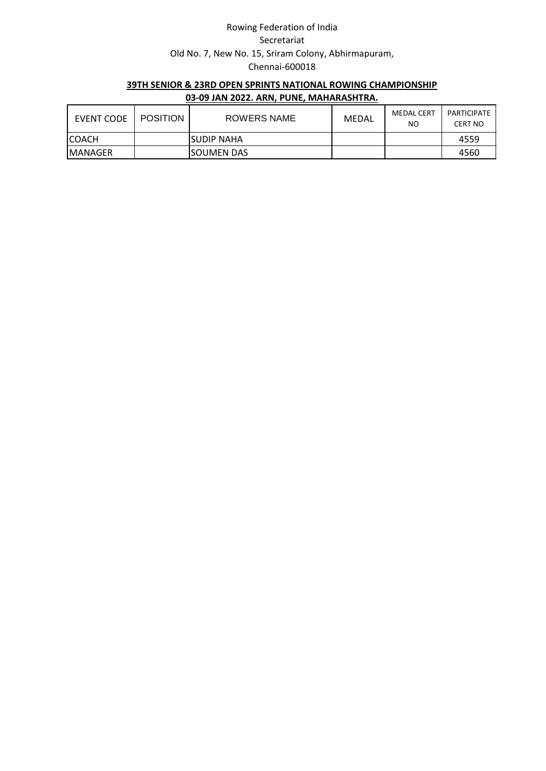Rowing Federation of India

Secretariat

Old No. 7, New No. 15, Sriram Colony, Abhirmapuram,

Chennai-600018

**39TH SENIOR & 23RD OPEN SPRINTS NATIONAL ROWING CHAMPIONSHIP**

**03-09 JAN 2022. ARN, PUNE, MAHARASHTRA.**

| EVENT CODE | POSITION | ROWERS NAME | MEDAL | MEDAL CERT NO | PARTICIPATE CERT NO |
|---|---|---|---|---|---|
| COACH | | SUDIP NAHA | | | 4559 |
| MANAGER | | SOUMEN DAS | | | 4560 |